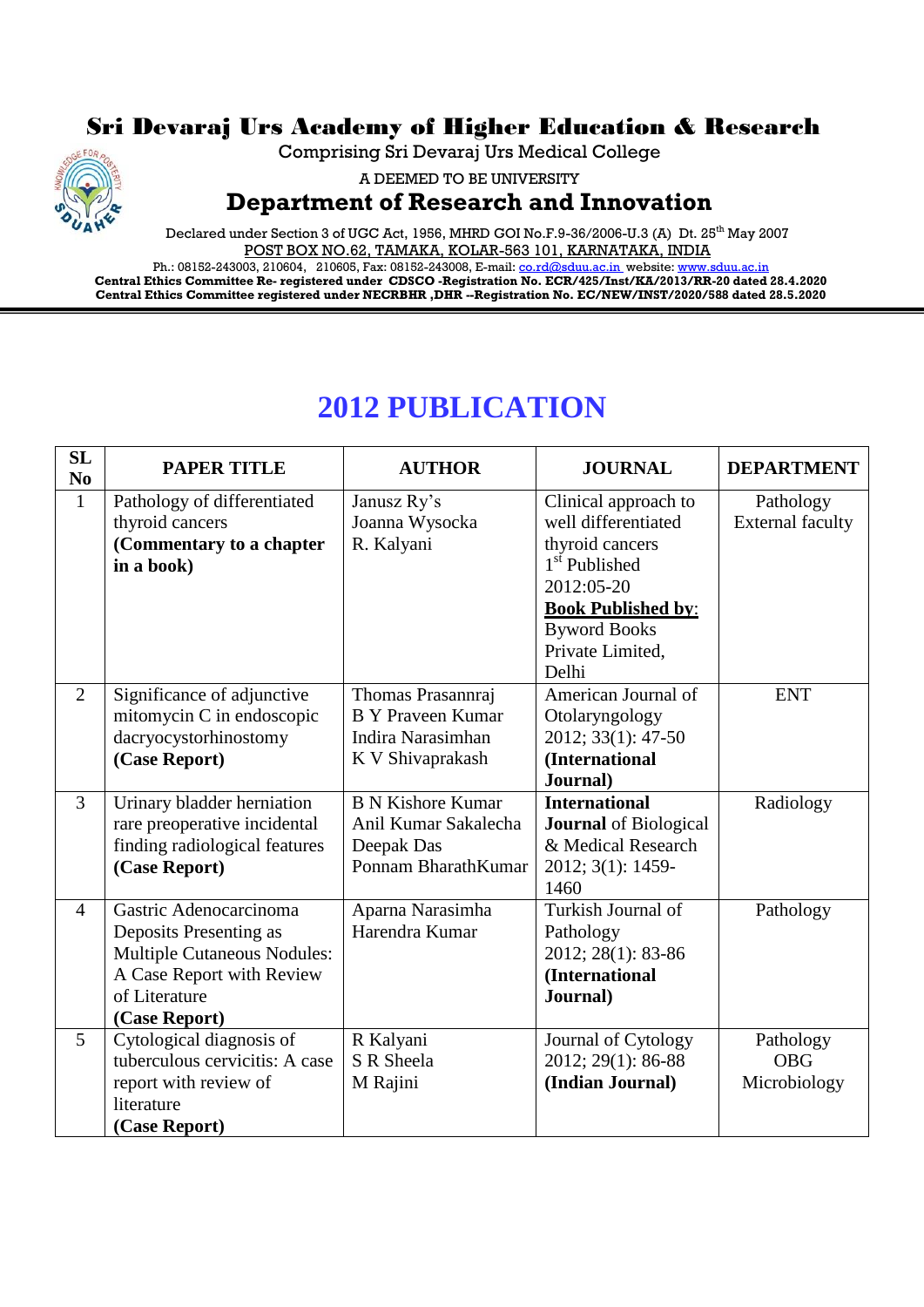# Sri Devaraj Urs Academy of Higher Education & Research

Comprising Sri Devaraj Urs Medical College

A DEEMED TO BE UNIVERSITY

## Department of Research and Innovation

Declared under Section 3 of UGC Act, 1956, MHRD GOI No.F.9-36/2006-U.3 (A) Dt. 25th May 2007

POST BOX NO.62, TAMAKA, KOLAR-563 101, KARNATAKA, INDIA

Ph.: 08152-243003, 210604, 210605, Fax: 08152-243008, E-mail: co.rd@sduu.ac.in website: www.sduu.ac.in

**Central Ethics Committee Re- registered under CDSCO -Registration No. ECR/425/Inst/KA/2013/RR-20 dated 28.4.2020**

**Central Ethics Committee registered under NECRBHR ,DHR --Registration No. EC/NEW/INST/2020/588 dated 28.5.2020**

# 2012 PUBLICATION

| SL No | PAPER TITLE | AUTHOR | JOURNAL | DEPARTMENT |
|---|---|---|---|---|
| 1 | Pathology of differentiated thyroid cancers **(Commentary to a chapter in a book)** | Janusz Ry's<br>Joanna Wysocka<br>R. Kalyani | Clinical approach to well differentiated thyroid cancers 1st Published 2012:05-20 **Book Published by**: Byword Books Private Limited, Delhi | Pathology External faculty |
| 2 | Significance of adjunctive mitomycin C in endoscopic dacryocystorhinostomy **(Case Report)** | Thomas Prasannraj<br>B Y Praveen Kumar<br>Indira Narasimhan<br>K V Shivaprakash | American Journal of Otolaryngology 2012; 33(1): 47-50 **(International Journal)** | ENT |
| 3 | Urinary bladder herniation rare preoperative incidental finding radiological features **(Case Report)** | B N Kishore Kumar<br>Anil Kumar Sakalecha<br>Deepak Das<br>Ponnam BharathKumar | **International Journal** of Biological & Medical Research 2012; 3(1): 1459-1460 | Radiology |
| 4 | Gastric Adenocarcinoma Deposits Presenting as Multiple Cutaneous Nodules: A Case Report with Review of Literature **(Case Report)** | Aparna Narasimha<br>Harendra Kumar | Turkish Journal of Pathology 2012; 28(1): 83-86 **(International Journal)** | Pathology |
| 5 | Cytological diagnosis of tuberculous cervicitis: A case report with review of literature **(Case Report)** | R Kalyani<br>S R Sheela<br>M Rajini | Journal of Cytology 2012; 29(1): 86-88 **(Indian Journal)** | Pathology<br>OBG<br>Microbiology |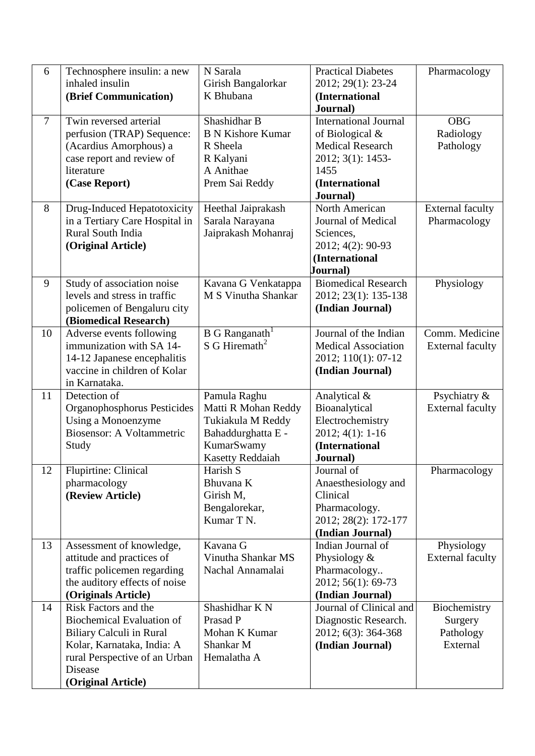| 6 | Technosphere insulin: a new inhaled insulin **(Brief Communication)** | N Sarala<br>Girish Bangalorkar<br>K Bhubana | Practical Diabetes 2012; 29(1): 23-24 **(International Journal)** | Pharmacology |
|---|---|---|---|---|
| 7 | Twin reversed arterial perfusion (TRAP) Sequence: (Acardius Amorphous) a case report and review of literature **(Case Report)** | Shashidhar B<br>B N Kishore Kumar<br>R Sheela<br>R Kalyani<br>A Anithae<br>Prem Sai Reddy | International Journal of Biological & Medical Research 2012; 3(1): 1453-1455 **(International Journal)** | OBG<br>Radiology<br>Pathology |
| 8 | Drug-Induced Hepatotoxicity in a Tertiary Care Hospital in Rural South India **(Original Article)** | Heethal Jaiprakash<br>Sarala Narayana<br>Jaiprakash Mohanraj | North American Journal of Medical Sciences, 2012; 4(2): 90-93 **(International Journal)** | External faculty<br>Pharmacology |
| 9 | Study of association noise levels and stress in traffic policemen of Bengaluru city **(Biomedical Research)** | Kavana G Venkatappa<br>M S Vinutha Shankar | Biomedical Research 2012; 23(1): 135-138 **(Indian Journal)** | Physiology |
| 10 | Adverse events following immunization with SA 14-14-12 Japanese encephalitis vaccine in children of Kolar in Karnataka. | B G Ranganath[1]<br>S G Hiremath[2] | Journal of the Indian Medical Association 2012; 110(1): 07-12 **(Indian Journal)** | Comm. Medicine<br>External faculty |
| 11 | Detection of Organophosphorus Pesticides Using a Monoenzyme Biosensor: A Voltammetric Study | Pamula Raghu<br>Matti R Mohan Reddy<br>Tukiakula M Reddy<br>Bahaddurghatta E - KumarSwamy<br>Kasetty Reddaiah | Analytical & Bioanalytical Electrochemistry 2012; 4(1): 1-16 **(International Journal)** | Psychiatry &<br>External faculty |
| 12 | Flupirtine: Clinical pharmacology **(Review Article)** | Harish S<br>Bhuvana K<br>Girish M,<br>Bengalorekar,<br>Kumar T N. | Journal of Anaesthesiology and Clinical Pharmacology. 2012; 28(2): 172-177 **(Indian Journal)** | Pharmacology |
| 13 | Assessment of knowledge, attitude and practices of traffic policemen regarding the auditory effects of noise **(Originals Article)** | Kavana G<br>Vinutha Shankar MS<br>Nachal Annamalai | Indian Journal of Physiology & Pharmacology.. 2012; 56(1): 69-73 **(Indian Journal)** | Physiology<br>External faculty |
| 14 | Risk Factors and the Biochemical Evaluation of Biliary Calculi in Rural Kolar, Karnataka, India: A rural Perspective of an Urban Disease **(Original Article)** | Shashidhar K N<br>Prasad P<br>Mohan K Kumar<br>Shankar M<br>Hemalatha A | Journal of Clinical and Diagnostic Research. 2012; 6(3): 364-368 **(Indian Journal)** | Biochemistry<br>Surgery<br>Pathology<br>External |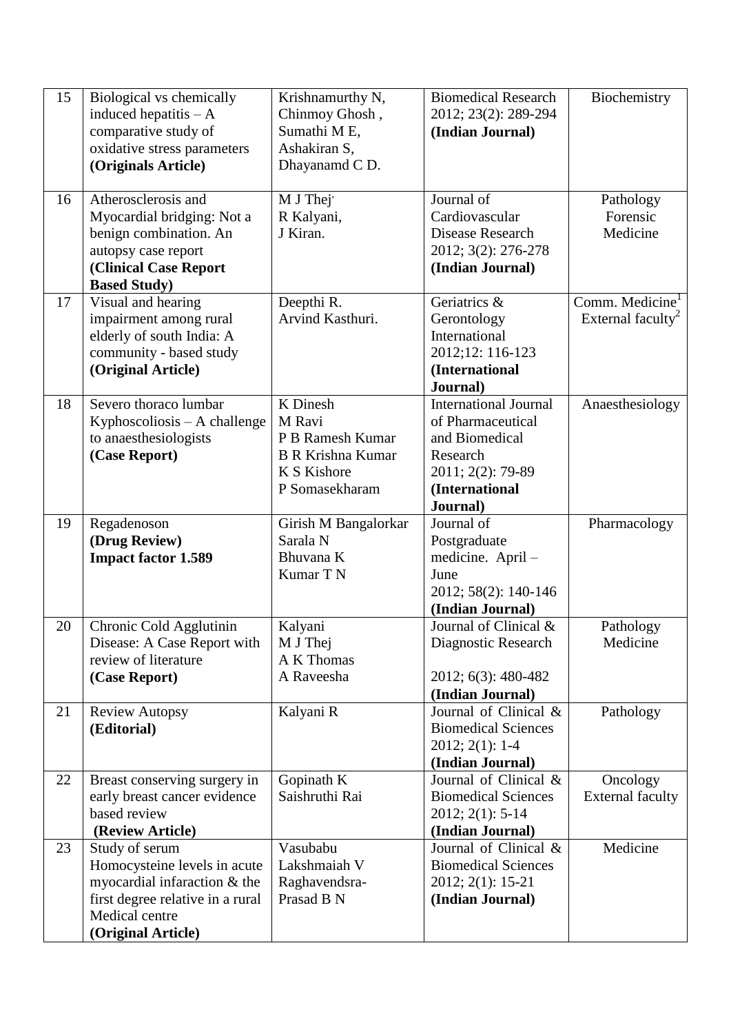| 15 | Biological vs chemically induced hepatitis – A comparative study of oxidative stress parameters **(Originals Article)** | Krishnamurthy N, Chinmoy Ghosh , Sumathi M E, Ashakiran S, Dhayanamd C D. | Biomedical Research 2012; 23(2): 289-294 **(Indian Journal)** | Biochemistry |
|---|---|---|---|---|
| 16 | Atherosclerosis and Myocardial bridging: Not a benign combination. An autopsy case report **(Clinical Case Report Based Study)** | M J Thej' R Kalyani, J Kiran. | Journal of Cardiovascular Disease Research 2012; 3(2): 276-278 **(Indian Journal)** | Pathology Forensic Medicine |
| 17 | Visual and hearing impairment among rural elderly of south India: A community - based study **(Original Article)** | Deepthi R. Arvind Kasthuri. | Geriatrics & Gerontology International 2012;12: 116-123 **(International Journal)** | Comm. Medicine[1] External faculty[2] |
| 18 | Severo thoraco lumbar Kyphoscoliosis – A challenge to anaesthesiologists **(Case Report)** | K Dinesh M Ravi P B Ramesh Kumar B R Krishna Kumar K S Kishore P Somasekharam | International Journal of Pharmaceutical and Biomedical Research 2011; 2(2): 79-89 **(International Journal)** | Anaesthesiology |
| 19 | Regadenoson **(Drug Review)** **Impact factor 1.589** | Girish M Bangalorkar Sarala N Bhuvana K Kumar T N | Journal of Postgraduate medicine. April – June 2012; 58(2): 140-146 **(Indian Journal)** | Pharmacology |
| 20 | Chronic Cold Agglutinin Disease: A Case Report with review of literature **(Case Report)** | Kalyani M J Thej A K Thomas A Raveesha | Journal of Clinical & Diagnostic Research 2012; 6(3): 480-482 **(Indian Journal)** | Pathology Medicine |
| 21 | Review Autopsy **(Editorial)** | Kalyani R | Journal of Clinical & Biomedical Sciences 2012; 2(1): 1-4 **(Indian Journal)** | Pathology |
| 22 | Breast conserving surgery in early breast cancer evidence based review **(Review Article)** | Gopinath K Saishruthi Rai | Journal of Clinical & Biomedical Sciences 2012; 2(1): 5-14 **(Indian Journal)** | Oncology External faculty |
| 23 | Study of serum Homocysteine levels in acute myocardial infaraction & the first degree relative in a rural Medical centre **(Original Article)** | Vasubabu Lakshmaiah V Raghavendsra-Prasad B N | Journal of Clinical & Biomedical Sciences 2012; 2(1): 15-21 **(Indian Journal)** | Medicine |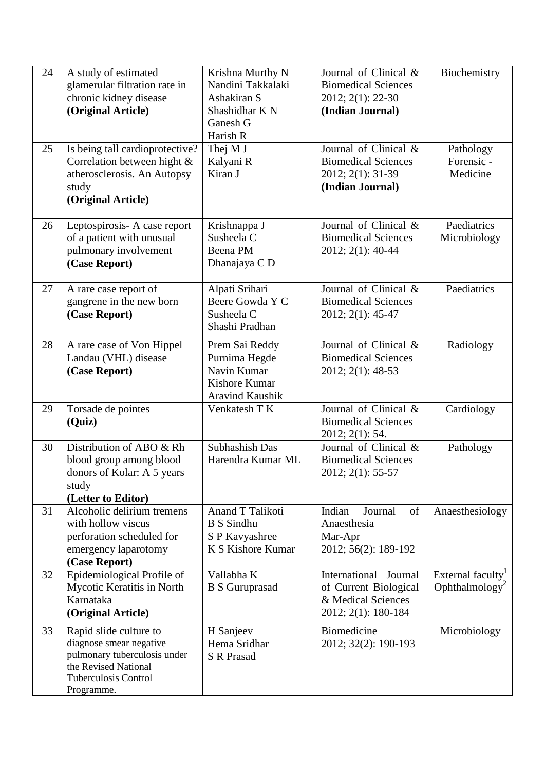| 24 | A study of estimated glamerular filtration rate in chronic kidney disease **(Original Article)** | Krishna Murthy N<br>Nandini Takkalaki<br>Ashakiran S<br>Shashidhar K N<br>Ganesh G<br>Harish R | Journal of Clinical & Biomedical Sciences 2012; 2(1): 22-30 **(Indian Journal)** | Biochemistry |
|---|---|---|---|---|
| 25 | Is being tall cardioprotective? Correlation between hight & atherosclerosis. An Autopsy study **(Original Article)** | Thej M J<br>Kalyani R<br>Kiran J | Journal of Clinical & Biomedical Sciences 2012; 2(1): 31-39 **(Indian Journal)** | Pathology<br>Forensic - Medicine |
| 26 | Leptospirosis- A case report of a patient with unusual pulmonary involvement **(Case Report)** | Krishnappa J<br>Susheela C<br>Beena PM<br>Dhanajaya C D | Journal of Clinical & Biomedical Sciences 2012; 2(1): 40-44 | Paediatrics<br>Microbiology |
| 27 | A rare case report of gangrene in the new born **(Case Report)** | Alpati Srihari<br>Beere Gowda Y C<br>Susheela C<br>Shashi Pradhan | Journal of Clinical & Biomedical Sciences 2012; 2(1): 45-47 | Paediatrics |
| 28 | A rare case of Von Hippel Landau (VHL) disease **(Case Report)** | Prem Sai Reddy<br>Purnima Hegde<br>Navin Kumar<br>Kishore Kumar<br>Aravind Kaushik | Journal of Clinical & Biomedical Sciences 2012; 2(1): 48-53 | Radiology |
| 29 | Torsade de pointes **(Quiz)** | Venkatesh T K | Journal of Clinical & Biomedical Sciences 2012; 2(1): 54. | Cardiology |
| 30 | Distribution of ABO & Rh blood group among blood donors of Kolar: A 5 years study **(Letter to Editor)** | Subhashish Das<br>Harendra Kumar ML | Journal of Clinical & Biomedical Sciences 2012; 2(1): 55-57 | Pathology |
| 31 | Alcoholic delirium tremens with hollow viscus perforation scheduled for emergency laparotomy **(Case Report)** | Anand T Talikoti<br>B S Sindhu<br>S P Kavyashree<br>K S Kishore Kumar | Indian Journal of Anaesthesia Mar-Apr 2012; 56(2): 189-192 | Anaesthesiology |
| 32 | Epidemiological Profile of Mycotic Keratitis in North Karnataka **(Original Article)** | Vallabha K<br>B S Guruprasad | International Journal of Current Biological & Medical Sciences 2012; 2(1): 180-184 | External faculty[1]<br>Ophthalmology[2] |
| 33 | Rapid slide culture to diagnose smear negative pulmonary tuberculosis under the Revised National Tuberculosis Control Programme. | H Sanjeev<br>Hema Sridhar<br>S R Prasad | Biomedicine 2012; 32(2): 190-193 | Microbiology |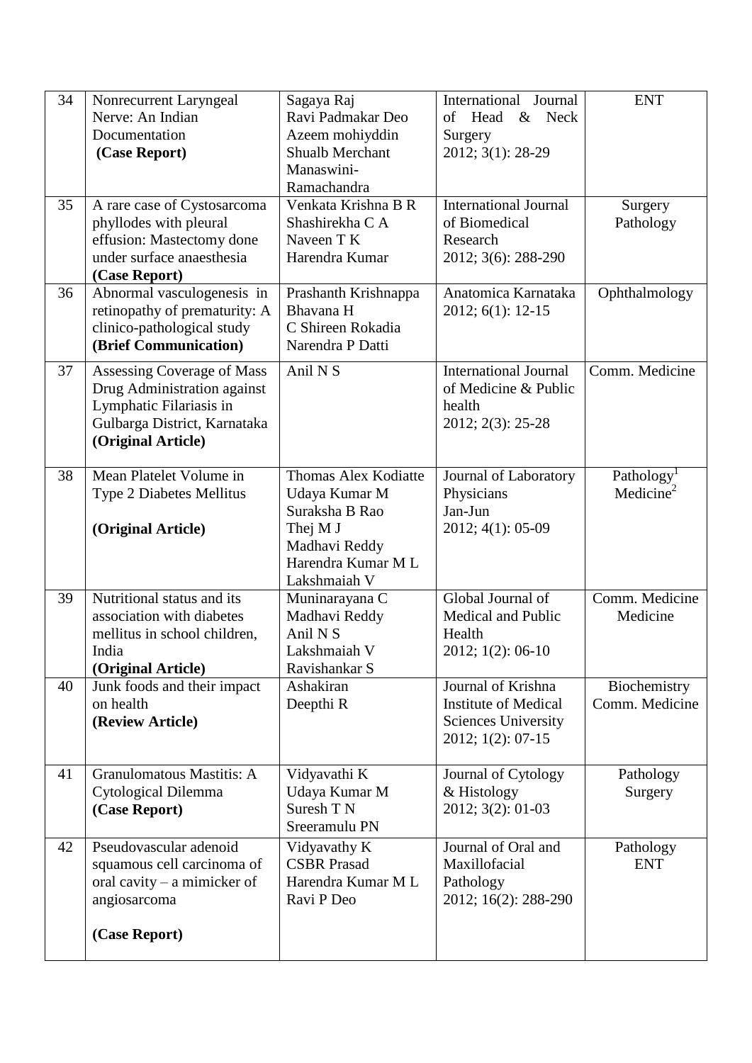| 34 | Nonrecurrent Laryngeal Nerve: An Indian Documentation **(Case Report)** | Sagaya Raj<br>Ravi Padmakar Deo<br>Azeem mohiyddin<br>Shualb Merchant<br>Manaswini-Ramachandra | International Journal of Head & Neck Surgery<br>2012; 3(1): 28-29 | ENT |
|---|---|---|---|---|
| 35 | A rare case of Cystosarcoma phyllodes with pleural effusion: Mastectomy done under surface anaesthesia **(Case Report)** | Venkata Krishna B R<br>Shashirekha C A<br>Naveen T K<br>Harendra Kumar | International Journal of Biomedical Research<br>2012; 3(6): 288-290 | Surgery<br>Pathology |
| 36 | Abnormal vasculogenesis in retinopathy of prematurity: A clinico-pathological study **(Brief Communication)** | Prashanth Krishnappa<br>Bhavana H<br>C Shireen Rokadia<br>Narendra P Datti | Anatomica Karnataka<br>2012; 6(1): 12-15 | Ophthalmology |
| 37 | Assessing Coverage of Mass Drug Administration against Lymphatic Filariasis in Gulbarga District, Karnataka **(Original Article)** | Anil N S | International Journal of Medicine & Public health<br>2012; 2(3): 25-28 | Comm. Medicine |
| 38 | Mean Platelet Volume in Type 2 Diabetes Mellitus **(Original Article)** | Thomas Alex Kodiatte<br>Udaya Kumar M<br>Suraksha B Rao<br>Thej M J<br>Madhavi Reddy<br>Harendra Kumar M L<br>Lakshmaiah V | Journal of Laboratory Physicians<br>Jan-Jun<br>2012; 4(1): 05-09 | Pathology[1]<br>Medicine[2] |
| 39 | Nutritional status and its association with diabetes mellitus in school children, India **(Original Article)** | Muninarayana C<br>Madhavi Reddy<br>Anil N S<br>Lakshmaiah V<br>Ravishankar S | Global Journal of Medical and Public Health<br>2012; 1(2): 06-10 | Comm. Medicine<br>Medicine |
| 40 | Junk foods and their impact on health **(Review Article)** | Ashakiran<br>Deepthi R | Journal of Krishna Institute of Medical Sciences University<br>2012; 1(2): 07-15 | Biochemistry<br>Comm. Medicine |
| 41 | Granulomatous Mastitis: A Cytological Dilemma **(Case Report)** | Vidyavathi K<br>Udaya Kumar M<br>Suresh T N<br>Sreeramulu PN | Journal of Cytology & Histology<br>2012; 3(2): 01-03 | Pathology<br>Surgery |
| 42 | Pseudovascular adenoid squamous cell carcinoma of oral cavity – a mimicker of angiosarcoma **(Case Report)** | Vidyavathy K<br>CSBR Prasad<br>Harendra Kumar M L<br>Ravi P Deo | Journal of Oral and Maxillofacial Pathology<br>2012; 16(2): 288-290 | Pathology<br>ENT |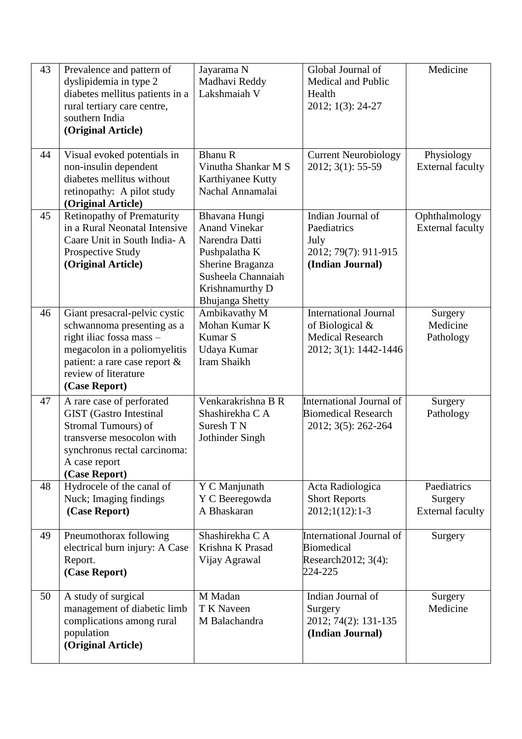| 43 | Prevalence and pattern of dyslipidemia in type 2 diabetes mellitus patients in a rural tertiary care centre, southern India<br>**(Original Article)** | Jayarama N<br>Madhavi Reddy<br>Lakshmaiah V | Global Journal of Medical and Public Health<br>2012; 1(3): 24-27 | Medicine |
|---|---|---|---|---|
| 44 | Visual evoked potentials in non-insulin dependent diabetes mellitus without retinopathy: A pilot study<br>**(Original Article)** | Bhanu R<br>Vinutha Shankar M S<br>Karthiyanee Kutty<br>Nachal Annamalai | Current Neurobiology<br>2012; 3(1): 55-59 | Physiology<br>External faculty |
| 45 | Retinopathy of Prematurity in a Rural Neonatal Intensive Caare Unit in South India- A Prospective Study<br>**(Original Article)** | Bhavana Hungi<br>Anand Vinekar<br>Narendra Datti<br>Pushpalatha K<br>Sherine Braganza<br>Susheela Channaiah<br>Krishnamurthy D<br>Bhujanga Shetty | Indian Journal of Paediatrics<br>July<br>2012; 79(7): 911-915<br>**(Indian Journal)** | Ophthalmology<br>External faculty |
| 46 | Giant presacral-pelvic cystic schwannoma presenting as a right iliac fossa mass – megacolon in a poliomyelitis patient: a rare case report & review of literature<br>**(Case Report)** | Ambikavathy M<br>Mohan Kumar K<br>Kumar S<br>Udaya Kumar<br>Iram Shaikh | International Journal of Biological & Medical Research<br>2012; 3(1): 1442-1446 | Surgery<br>Medicine<br>Pathology |
| 47 | A rare case of perforated GIST (Gastro Intestinal Stromal Tumours) of transverse mesocolon with synchronus rectal carcinoma: A case report<br>**(Case Report)** | Venkarakrishna B R<br>Shashirekha C A<br>Suresh T N<br>Jothinder Singh | International Journal of Biomedical Research<br>2012; 3(5): 262-264 | Surgery<br>Pathology |
| 48 | Hydrocele of the canal of Nuck; Imaging findings<br>**(Case Report)** | Y C Manjunath<br>Y C Beeregowda<br>A Bhaskaran | Acta Radiologica Short Reports<br>2012;1(12):1-3 | Paediatrics<br>Surgery<br>External faculty |
| 49 | Pneumothorax following electrical burn injury: A Case Report.<br>**(Case Report)** | Shashirekha C A<br>Krishna K Prasad<br>Vijay Agrawal | International Journal of Biomedical Research2012; 3(4): 224-225 | Surgery |
| 50 | A study of surgical management of diabetic limb complications among rural population<br>**(Original Article)** | M Madan<br>T K Naveen<br>M Balachandra | Indian Journal of Surgery<br>2012; 74(2): 131-135<br>**(Indian Journal)** | Surgery<br>Medicine |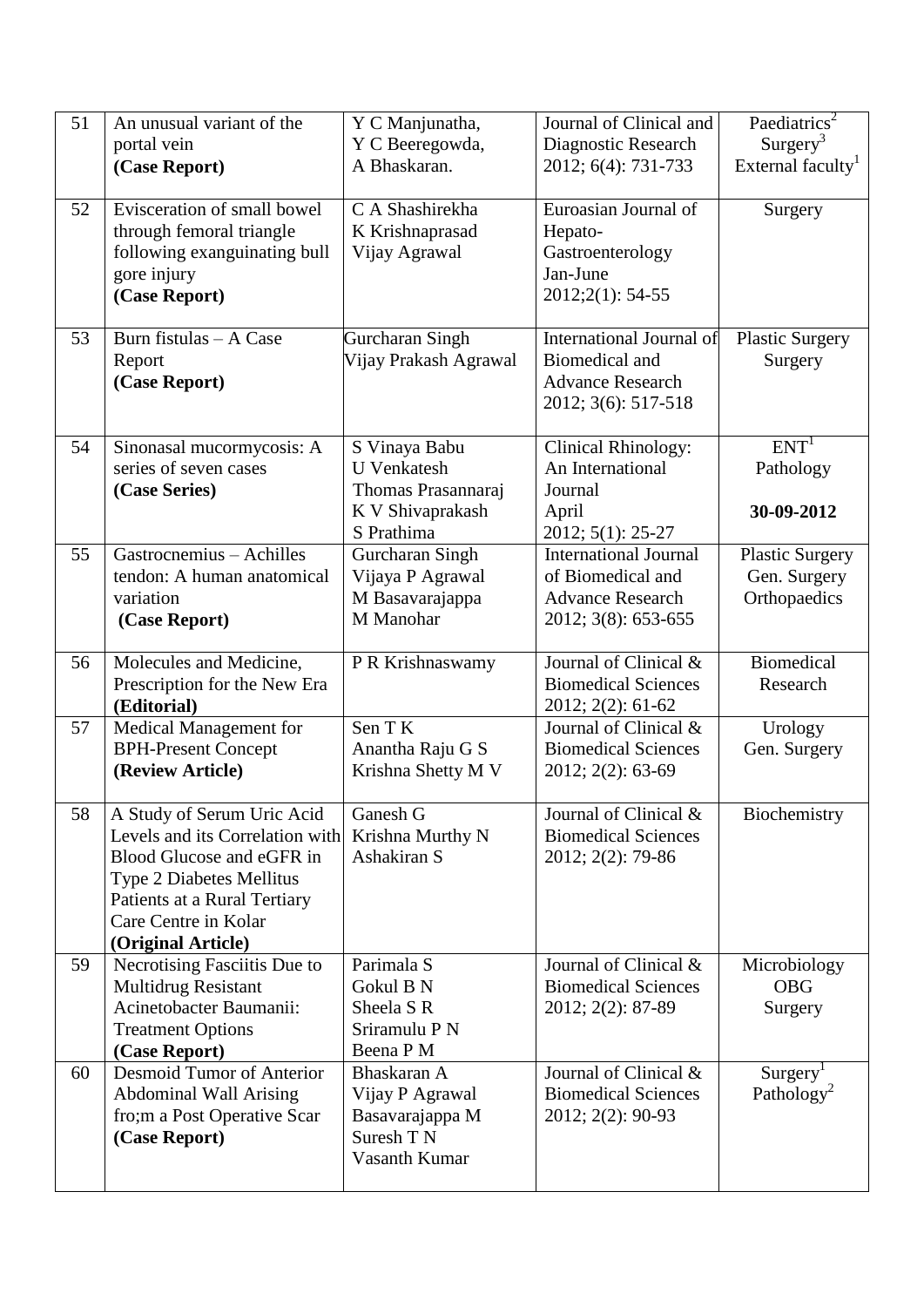| 51 | An unusual variant of the portal vein **(Case Report)** | Y C Manjunatha, Y C Beeregowda, A Bhaskaran. | Journal of Clinical and Diagnostic Research 2012; 6(4): 731-733 | Paediatrics[2] Surgery[3] External faculty[1] |
|---|---|---|---|---|
| 52 | Evisceration of small bowel through femoral triangle following exanguinating bull gore injury **(Case Report)** | C A Shashirekha K Krishnaprasad Vijay Agrawal | Euroasian Journal of Hepato-Gastroenterology Jan-June 2012;2(1): 54-55 | Surgery |
| 53 | Burn fistulas – A Case Report **(Case Report)** | Gurcharan Singh Vijay Prakash Agrawal | International Journal of Biomedical and Advance Research 2012; 3(6): 517-518 | Plastic Surgery Surgery |
| 54 | Sinonasal mucormycosis: A series of seven cases **(Case Series)** | S Vinaya Babu U Venkatesh Thomas Prasannaraj K V Shivaprakash S Prathima | Clinical Rhinology: An International Journal April 2012; 5(1): 25-27 | ENT[1] Pathology **30-09-2012** |
| 55 | Gastrocnemius – Achilles tendon: A human anatomical variation **(Case Report)** | Gurcharan Singh Vijaya P Agrawal M Basavarajappa M Manohar | International Journal of Biomedical and Advance Research 2012; 3(8): 653-655 | Plastic Surgery Gen. Surgery Orthopaedics |
| 56 | Molecules and Medicine, Prescription for the New Era **(Editorial)** | P R Krishnaswamy | Journal of Clinical & Biomedical Sciences 2012; 2(2): 61-62 | Biomedical Research |
| 57 | Medical Management for BPH-Present Concept **(Review Article)** | Sen T K Anantha Raju G S Krishna Shetty M V | Journal of Clinical & Biomedical Sciences 2012; 2(2): 63-69 | Urology Gen. Surgery |
| 58 | A Study of Serum Uric Acid Levels and its Correlation with Blood Glucose and eGFR in Type 2 Diabetes Mellitus Patients at a Rural Tertiary Care Centre in Kolar **(Original Article)** | Ganesh G Krishna Murthy N Ashakiran S | Journal of Clinical & Biomedical Sciences 2012; 2(2): 79-86 | Biochemistry |
| 59 | Necrotising Fasciitis Due to Multidrug Resistant Acinetobacter Baumanii: Treatment Options **(Case Report)** | Parimala S Gokul B N Sheela S R Sriramulu P N Beena P M | Journal of Clinical & Biomedical Sciences 2012; 2(2): 87-89 | Microbiology OBG Surgery |
| 60 | Desmoid Tumor of Anterior Abdominal Wall Arising fro;m a Post Operative Scar **(Case Report)** | Bhaskaran A Vijay P Agrawal Basavarajappa M Suresh T N Vasanth Kumar | Journal of Clinical & Biomedical Sciences 2012; 2(2): 90-93 | Surgery[1] Pathology[2] |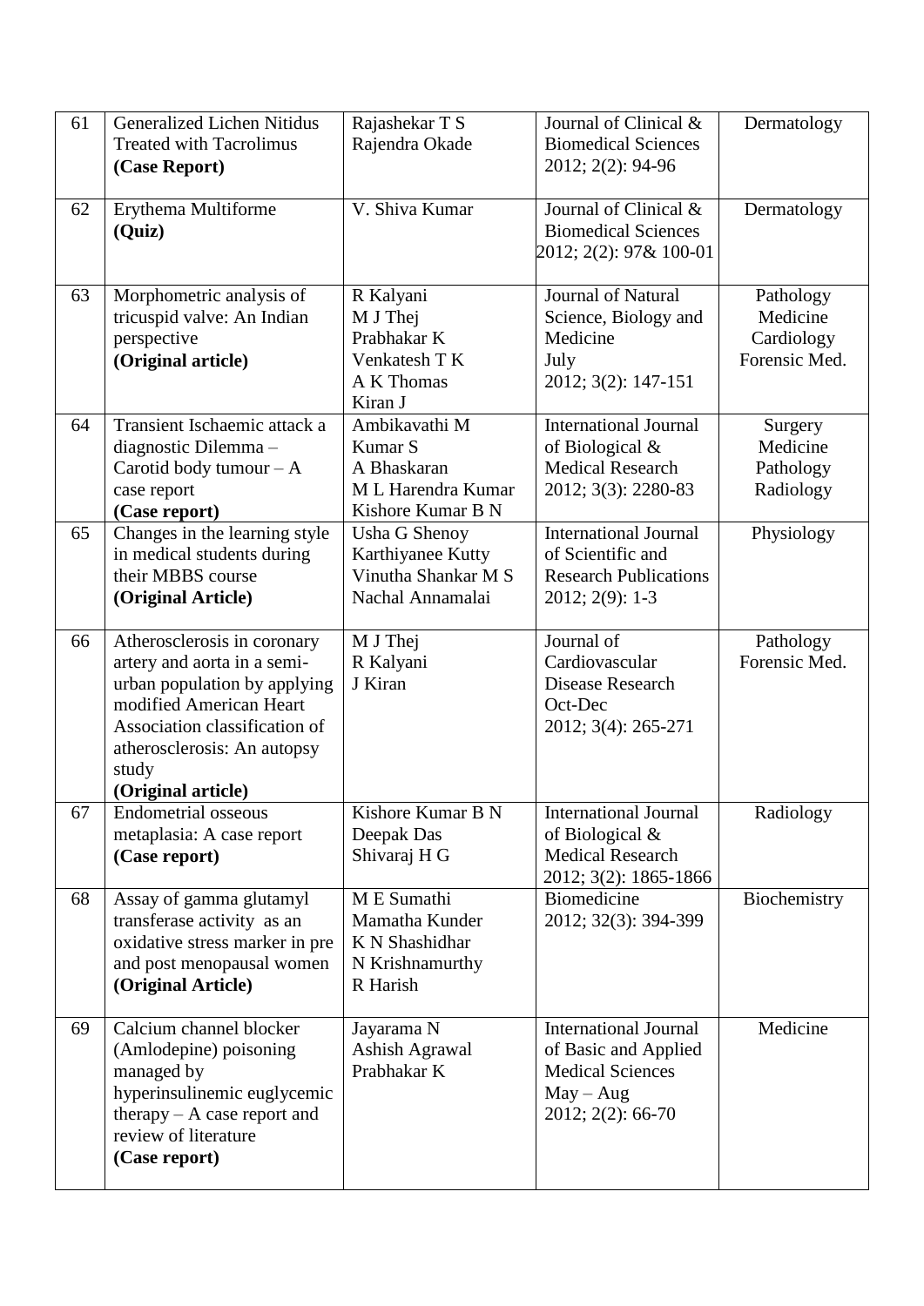| 61 | Generalized Lichen Nitidus Treated with Tacrolimus **(Case Report)** | Rajashekar T S<br>Rajendra Okade | Journal of Clinical & Biomedical Sciences 2012; 2(2): 94-96 | Dermatology |
|---|---|---|---|---|
| 62 | Erythema Multiforme **(Quiz)** | V. Shiva Kumar | Journal of Clinical & Biomedical Sciences 2012; 2(2): 97& 100-01 | Dermatology |
| 63 | Morphometric analysis of tricuspid valve: An Indian perspective **(Original article)** | R Kalyani<br>M J Thej<br>Prabhakar K<br>Venkatesh T K<br>A K Thomas<br>Kiran J | Journal of Natural Science, Biology and Medicine July 2012; 3(2): 147-151 | Pathology<br>Medicine<br>Cardiology<br>Forensic Med. |
| 64 | Transient Ischaemic attack a diagnostic Dilemma – Carotid body tumour – A case report **(Case report)** | Ambikavathi M<br>Kumar S<br>A Bhaskaran<br>M L Harendra Kumar<br>Kishore Kumar B N | International Journal of Biological & Medical Research 2012; 3(3): 2280-83 | Surgery<br>Medicine<br>Pathology<br>Radiology |
| 65 | Changes in the learning style in medical students during their MBBS course **(Original Article)** | Usha G Shenoy<br>Karthiyanee Kutty<br>Vinutha Shankar M S<br>Nachal Annamalai | International Journal of Scientific and Research Publications 2012; 2(9): 1-3 | Physiology |
| 66 | Atherosclerosis in coronary artery and aorta in a semi-urban population by applying modified American Heart Association classification of atherosclerosis: An autopsy study **(Original article)** | M J Thej<br>R Kalyani<br>J Kiran | Journal of Cardiovascular Disease Research Oct-Dec 2012; 3(4): 265-271 | Pathology<br>Forensic Med. |
| 67 | Endometrial osseous metaplasia: A case report **(Case report)** | Kishore Kumar B N<br>Deepak Das<br>Shivaraj H G | International Journal of Biological & Medical Research 2012; 3(2): 1865-1866 | Radiology |
| 68 | Assay of gamma glutamyl transferase activity as an oxidative stress marker in pre and post menopausal women **(Original Article)** | M E Sumathi<br>Mamatha Kunder<br>K N Shashidhar<br>N Krishnamurthy<br>R Harish | Biomedicine 2012; 32(3): 394-399 | Biochemistry |
| 69 | Calcium channel blocker (Amlodepine) poisoning managed by hyperinsulinemic euglycemic therapy – A case report and review of literature **(Case report)** | Jayarama N<br>Ashish Agrawal<br>Prabhakar K | International Journal of Basic and Applied Medical Sciences May – Aug 2012; 2(2): 66-70 | Medicine |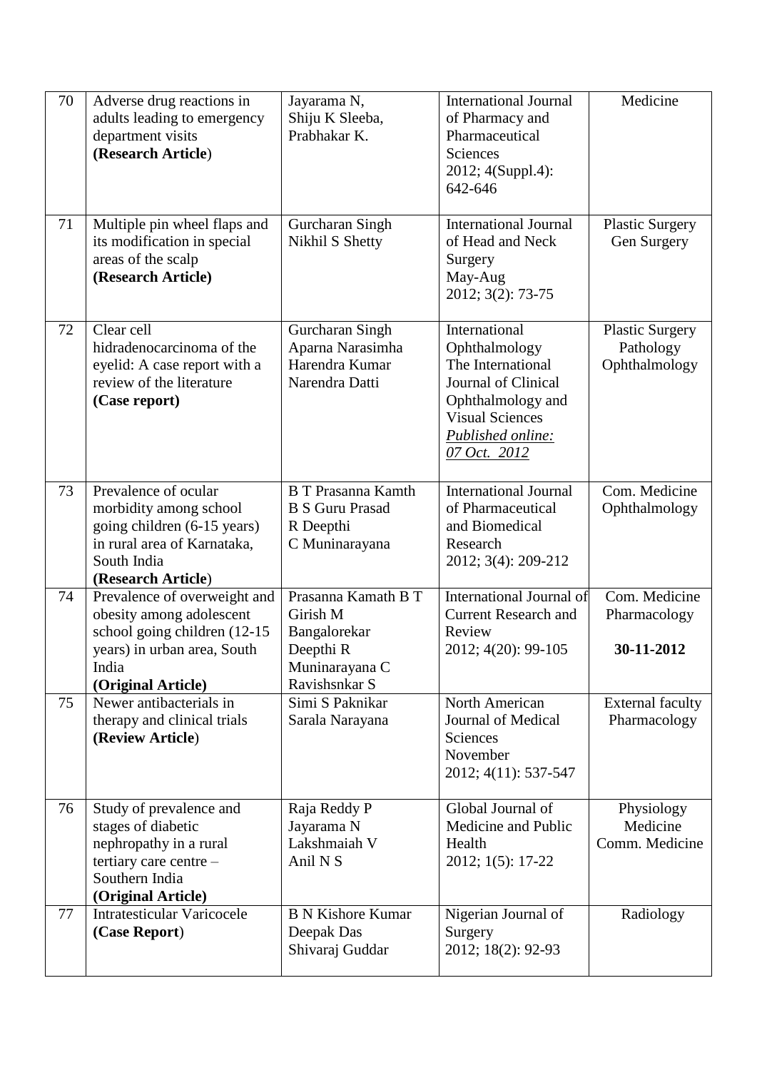| 70 | Adverse drug reactions in adults leading to emergency department visits **(Research Article**) | Jayarama N, Shiju K Sleeba, Prabhakar K. | International Journal of Pharmacy and Pharmaceutical Sciences 2012; 4(Suppl.4): 642-646 | Medicine |
|---|---|---|---|---|
| 71 | Multiple pin wheel flaps and its modification in special areas of the scalp **(Research Article)** | Gurcharan Singh Nikhil S Shetty | International Journal of Head and Neck Surgery May-Aug 2012; 3(2): 73-75 | Plastic Surgery Gen Surgery |
| 72 | Clear cell hidradenocarcinoma of the eyelid: A case report with a review of the literature **(Case report)** | Gurcharan Singh Aparna Narasimha Harendra Kumar Narendra Datti | International Ophthalmology The International Journal of Clinical Ophthalmology and Visual Sciences *Published online: 07 Oct. 2012* | Plastic Surgery Pathology Ophthalmology |
| 73 | Prevalence of ocular morbidity among school going children (6-15 years) in rural area of Karnataka, South India **(Research Article**) | B T Prasanna Kamth B S Guru Prasad R Deepthi C Muninarayana | International Journal of Pharmaceutical and Biomedical Research 2012; 3(4): 209-212 | Com. Medicine Ophthalmology |
| 74 | Prevalence of overweight and obesity among adolescent school going children (12-15 years) in urban area, South India **(Original Article)** | Prasanna Kamath B T Girish M Bangalorekar Deepthi R Muninarayana C Ravishsnkar S | International Journal of Current Research and Review 2012; 4(20): 99-105 | Com. Medicine Pharmacology **30-11-2012** |
| 75 | Newer antibacterials in therapy and clinical trials **(Review Article**) | Simi S Paknikar Sarala Narayana | North American Journal of Medical Sciences November 2012; 4(11): 537-547 | External faculty Pharmacology |
| 76 | Study of prevalence and stages of diabetic nephropathy in a rural tertiary care centre – Southern India **(Original Article)** | Raja Reddy P Jayarama N Lakshmaiah V Anil N S | Global Journal of Medicine and Public Health 2012; 1(5): 17-22 | Physiology Medicine Comm. Medicine |
| 77 | Intratesticular Varicocele **(Case Report**) | B N Kishore Kumar Deepak Das Shivaraj Guddar | Nigerian Journal of Surgery 2012; 18(2): 92-93 | Radiology |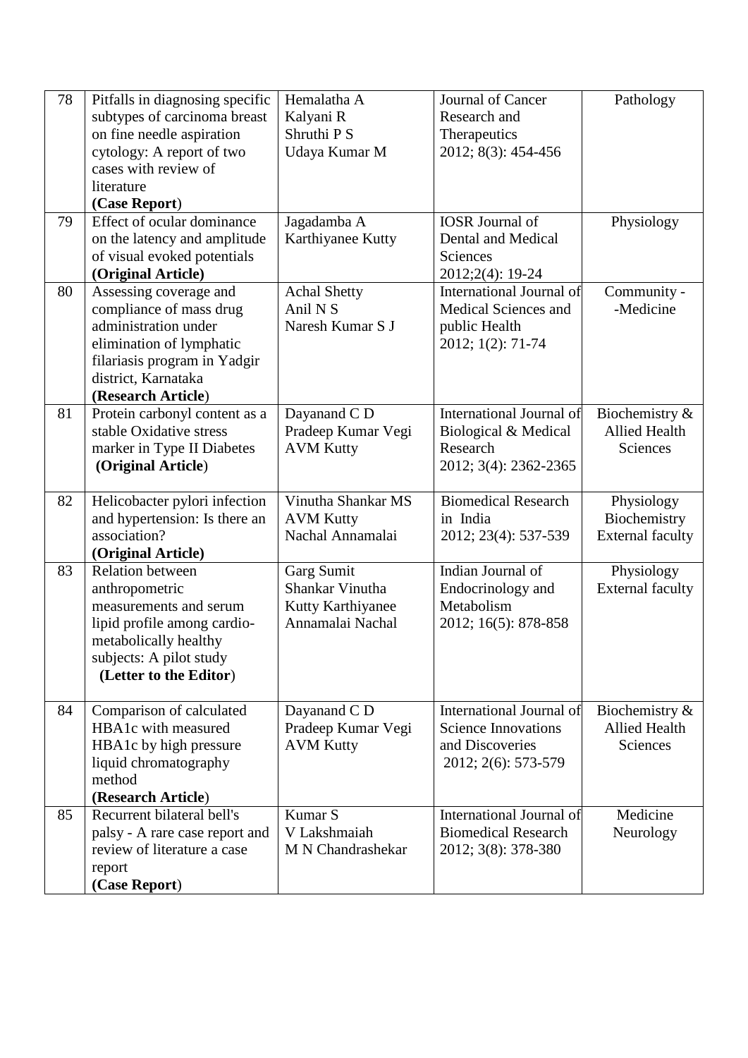| 78 | Pitfalls in diagnosing specific subtypes of carcinoma breast on fine needle aspiration cytology: A report of two cases with review of literature **(Case Report)** | Hemalatha A<br>Kalyani R<br>Shruthi P S<br>Udaya Kumar M | Journal of Cancer Research and Therapeutics<br>2012; 8(3): 454-456 | Pathology |
|---|---|---|---|---|
| 79 | Effect of ocular dominance on the latency and amplitude of visual evoked potentials **(Original Article)** | Jagadamba A<br>Karthiyanee Kutty | IOSR Journal of Dental and Medical Sciences<br>2012;2(4): 19-24 | Physiology |
| 80 | Assessing coverage and compliance of mass drug administration under elimination of lymphatic filariasis program in Yadgir district, Karnataka **(Research Article)** | Achal Shetty<br>Anil N S<br>Naresh Kumar S J | International Journal of Medical Sciences and public Health<br>2012; 1(2): 71-74 | Community -<br>-Medicine |
| 81 | Protein carbonyl content as a stable Oxidative stress marker in Type II Diabetes **(Original Article)** | Dayanand C D<br>Pradeep Kumar Vegi<br>AVM Kutty | International Journal of Biological & Medical Research<br>2012; 3(4): 2362-2365 | Biochemistry & Allied Health Sciences |
| 82 | Helicobacter pylori infection and hypertension: Is there an association? **(Original Article)** | Vinutha Shankar MS<br>AVM Kutty<br>Nachal Annamalai | Biomedical Research in India<br>2012; 23(4): 537-539 | Physiology<br>Biochemistry<br>External faculty |
| 83 | Relation between anthropometric measurements and serum lipid profile among cardio-metabolically healthy subjects: A pilot study **(Letter to the Editor)** | Garg Sumit<br>Shankar Vinutha<br>Kutty Karthiyanee<br>Annamalai Nachal | Indian Journal of Endocrinology and Metabolism<br>2012; 16(5): 878-858 | Physiology<br>External faculty |
| 84 | Comparison of calculated HBA1c with measured HBA1c by high pressure liquid chromatography method **(Research Article)** | Dayanand C D<br>Pradeep Kumar Vegi<br>AVM Kutty | International Journal of Science Innovations and Discoveries<br>2012; 2(6): 573-579 | Biochemistry & Allied Health Sciences |
| 85 | Recurrent bilateral bell's palsy - A rare case report and review of literature a case report **(Case Report)** | Kumar S<br>V Lakshmaiah<br>M N Chandrashekar | International Journal of Biomedical Research<br>2012; 3(8): 378-380 | Medicine<br>Neurology |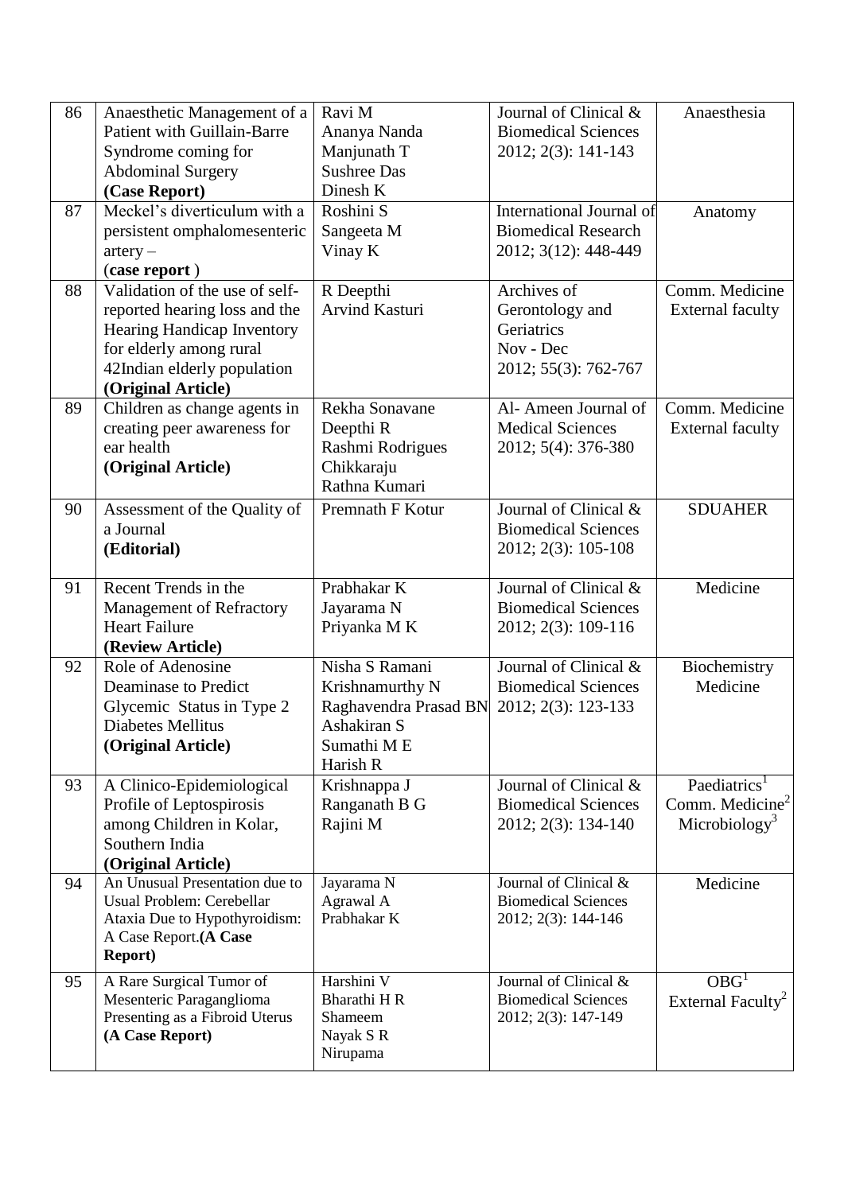| 86 | Anaesthetic Management of a Patient with Guillain-Barre Syndrome coming for Abdominal Surgery **(Case Report)** | Ravi M<br>Ananya Nanda<br>Manjunath T<br>Sushree Das<br>Dinesh K | Journal of Clinical & Biomedical Sciences 2012; 2(3): 141-143 | Anaesthesia |
|---|---|---|---|---|
| 87 | Meckel's diverticulum with a persistent omphalomesenteric artery – (**case report** ) | Roshini S<br>Sangeeta M<br>Vinay K | International Journal of Biomedical Research 2012; 3(12): 448-449 | Anatomy |
| 88 | Validation of the use of self-reported hearing loss and the Hearing Handicap Inventory for elderly among rural 42Indian elderly population **(Original Article)** | R Deepthi<br>Arvind Kasturi | Archives of Gerontology and Geriatrics Nov - Dec 2012; 55(3): 762-767 | Comm. Medicine External faculty |
| 89 | Children as change agents in creating peer awareness for ear health **(Original Article)** | Rekha Sonavane<br>Deepthi R<br>Rashmi Rodrigues<br>Chikkaraju<br>Rathna Kumari | Al- Ameen Journal of Medical Sciences 2012; 5(4): 376-380 | Comm. Medicine External faculty |
| 90 | Assessment of the Quality of a Journal **(Editorial)** | Premnath F Kotur | Journal of Clinical & Biomedical Sciences 2012; 2(3): 105-108 | SDUAHER |
| 91 | Recent Trends in the Management of Refractory Heart Failure **(Review Article)** | Prabhakar K<br>Jayarama N<br>Priyanka M K | Journal of Clinical & Biomedical Sciences 2012; 2(3): 109-116 | Medicine |
| 92 | Role of Adenosine Deaminase to Predict Glycemic Status in Type 2 Diabetes Mellitus **(Original Article)** | Nisha S Ramani<br>Krishnamurthy N<br>Raghavendra Prasad BN<br>Ashakiran S<br>Sumathi M E<br>Harish R | Journal of Clinical & Biomedical Sciences 2012; 2(3): 123-133 | Biochemistry Medicine |
| 93 | A Clinico-Epidemiological Profile of Leptospirosis among Children in Kolar, Southern India **(Original Article)** | Krishnappa J<br>Ranganath B G<br>Rajini M | Journal of Clinical & Biomedical Sciences 2012; 2(3): 134-140 | Paediatrics[1]<br>Comm. Medicine[2]<br>Microbiology[3] |
| 94 | An Unusual Presentation due to Usual Problem: Cerebellar Ataxia Due to Hypothyroidism: A Case Report.**(A Case Report)** | Jayarama N<br>Agrawal A<br>Prabhakar K | Journal of Clinical & Biomedical Sciences 2012; 2(3): 144-146 | Medicine |
| 95 | A Rare Surgical Tumor of Mesenteric Paraganglioma Presenting as a Fibroid Uterus **(A Case Report)** | Harshini V<br>Bharathi H R<br>Shameem<br>Nayak S R<br>Nirupama | Journal of Clinical & Biomedical Sciences 2012; 2(3): 147-149 | OBG[1]<br>External Faculty[2] |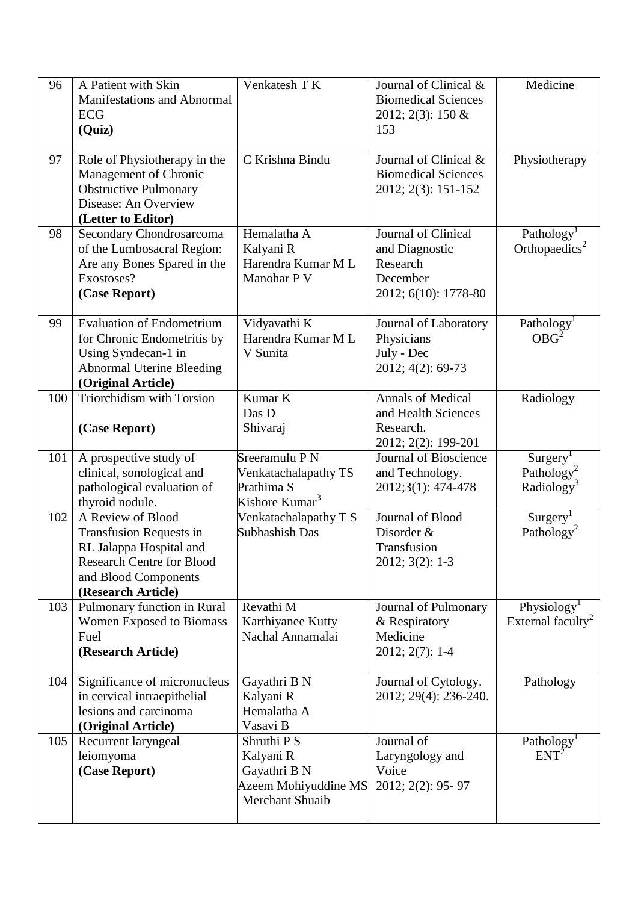| 96 | A Patient with Skin Manifestations and Abnormal ECG **(Quiz)** | Venkatesh T K | Journal of Clinical & Biomedical Sciences 2012; 2(3): 150 & 153 | Medicine |
|---|---|---|---|---|
| 97 | Role of Physiotherapy in the Management of Chronic Obstructive Pulmonary Disease: An Overview **(Letter to Editor)** | C Krishna Bindu | Journal of Clinical & Biomedical Sciences 2012; 2(3): 151-152 | Physiotherapy |
| 98 | Secondary Chondrosarcoma of the Lumbosacral Region: Are any Bones Spared in the Exostoses? **(Case Report)** | Hemalatha A<br>Kalyani R<br>Harendra Kumar M L<br>Manohar P V | Journal of Clinical and Diagnostic Research December 2012; 6(10): 1778-80 | Pathology[1]<br>Orthopaedics[2] |
| 99 | Evaluation of Endometrium for Chronic Endometritis by Using Syndecan-1 in Abnormal Uterine Bleeding **(Original Article)** | Vidyavathi K<br>Harendra Kumar M L<br>V Sunita | Journal of Laboratory Physicians July - Dec 2012; 4(2): 69-73 | Pathology[1]<br>OBG[2] |
| 100 | Triorchidism with Torsion **(Case Report)** | Kumar K<br>Das D<br>Shivaraj | Annals of Medical and Health Sciences Research. 2012; 2(2): 199-201 | Radiology |
| 101 | A prospective study of clinical, sonological and pathological evaluation of thyroid nodule. | Sreeramulu P N<br>Venkatachalapathy TS<br>Prathima S<br>Kishore Kumar[3] | Journal of Bioscience and Technology. 2012;3(1): 474-478 | Surgery[1]<br>Pathology[2]<br>Radiology[3] |
| 102 | A Review of Blood Transfusion Requests in RL Jalappa Hospital and Research Centre for Blood and Blood Components **(Research Article)** | Venkatachalapathy T S<br>Subhashish Das | Journal of Blood Disorder & Transfusion 2012; 3(2): 1-3 | Surgery[1]<br>Pathology[2] |
| 103 | Pulmonary function in Rural Women Exposed to Biomass Fuel **(Research Article)** | Revathi M<br>Karthiyanee Kutty<br>Nachal Annamalai | Journal of Pulmonary & Respiratory Medicine 2012; 2(7): 1-4 | Physiology[1]<br>External faculty[2] |
| 104 | Significance of micronucleus in cervical intraepithelial lesions and carcinoma **(Original Article)** | Gayathri B N<br>Kalyani R<br>Hemalatha A<br>Vasavi B | Journal of Cytology. 2012; 29(4): 236-240. | Pathology |
| 105 | Recurrent laryngeal leiomyoma **(Case Report)** | Shruthi P S<br>Kalyani R<br>Gayathri B N<br>Azeem Mohiyuddine MS<br>Merchant Shuaib | Journal of Laryngology and Voice 2012; 2(2): 95- 97 | Pathology[1]<br>ENT[2] |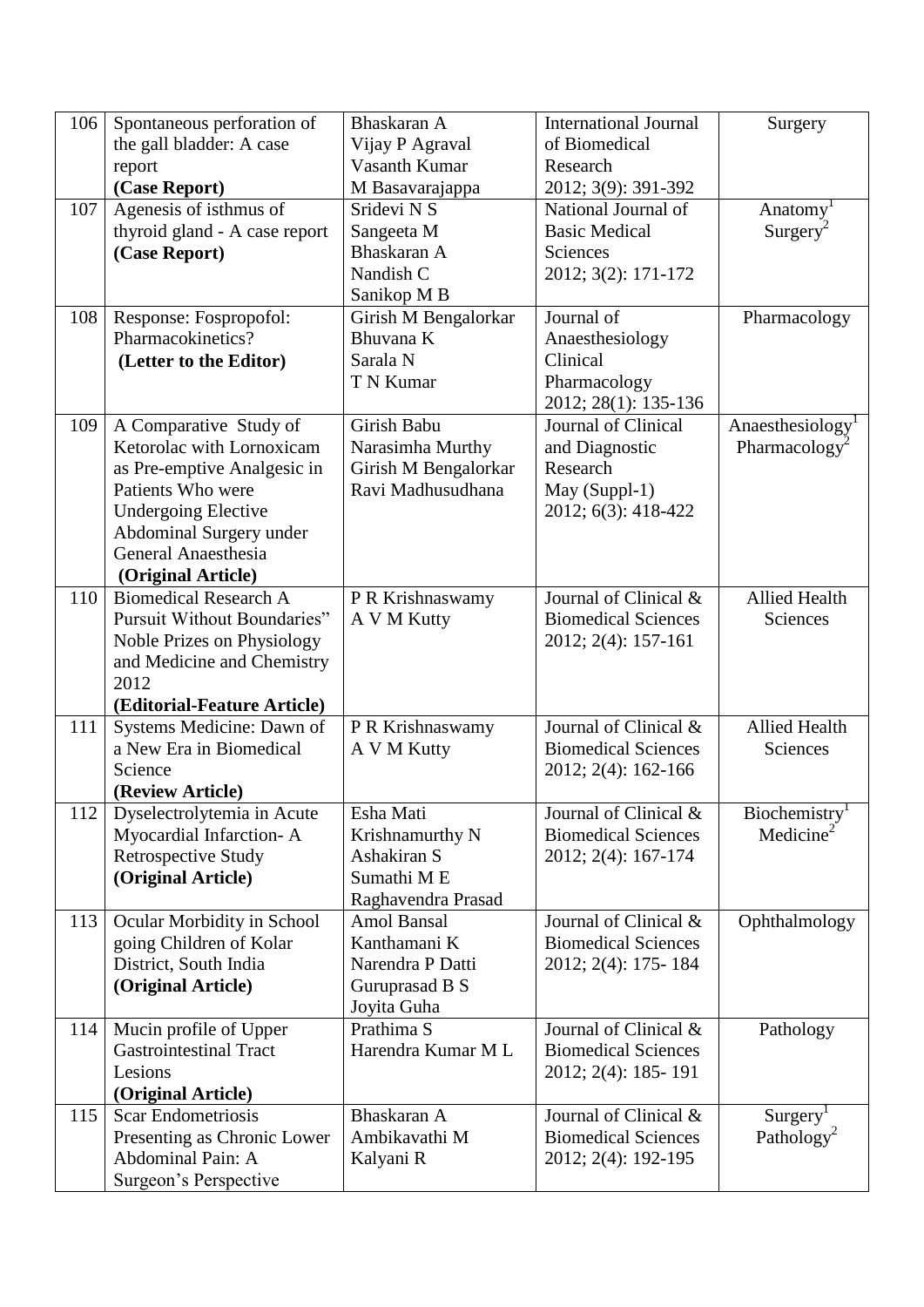| 106 | Spontaneous perforation of the gall bladder: A case report **(Case Report)** | Bhaskaran A<br>Vijay P Agraval<br>Vasanth Kumar<br>M Basavarajappa | International Journal of Biomedical Research<br>2012; 3(9): 391-392 | Surgery |
|---|---|---|---|---|
| 107 | Agenesis of isthmus of thyroid gland - A case report **(Case Report)** | Sridevi N S<br>Sangeeta M<br>Bhaskaran A<br>Nandish C<br>Sanikop M B | National Journal of Basic Medical Sciences<br>2012; 3(2): 171-172 | Anatomy[1]<br>Surgery[2] |
| 108 | Response: Fospropofol: Pharmacokinetics? **(Letter to the Editor)** | Girish M Bengalorkar<br>Bhuvana K<br>Sarala N<br>T N Kumar | Journal of Anaesthesiology Clinical Pharmacology<br>2012; 28(1): 135-136 | Pharmacology |
| 109 | A Comparative Study of Ketorolac with Lornoxicam as Pre-emptive Analgesic in Patients Who were Undergoing Elective Abdominal Surgery under General Anaesthesia **(Original Article)** | Girish Babu<br>Narasimha Murthy<br>Girish M Bengalorkar<br>Ravi Madhusudhana | Journal of Clinical and Diagnostic Research<br>May (Suppl-1)<br>2012; 6(3): 418-422 | Anaesthesiology[1]<br>Pharmacology[2] |
| 110 | Biomedical Research A Pursuit Without Boundaries" Noble Prizes on Physiology and Medicine and Chemistry 2012 **(Editorial-Feature Article)** | P R Krishnaswamy<br>A V M Kutty | Journal of Clinical & Biomedical Sciences<br>2012; 2(4): 157-161 | Allied Health Sciences |
| 111 | Systems Medicine: Dawn of a New Era in Biomedical Science **(Review Article)** | P R Krishnaswamy<br>A V M Kutty | Journal of Clinical & Biomedical Sciences<br>2012; 2(4): 162-166 | Allied Health Sciences |
| 112 | Dyselectrolytemia in Acute Myocardial Infarction- A Retrospective Study **(Original Article)** | Esha Mati<br>Krishnamurthy N<br>Ashakiran S<br>Sumathi M E<br>Raghavendra Prasad | Journal of Clinical & Biomedical Sciences<br>2012; 2(4): 167-174 | Biochemistry[1]<br>Medicine[2] |
| 113 | Ocular Morbidity in School going Children of Kolar District, South India **(Original Article)** | Amol Bansal<br>Kanthamani K<br>Narendra P Datti<br>Guruprasad B S<br>Joyita Guha | Journal of Clinical & Biomedical Sciences<br>2012; 2(4): 175- 184 | Ophthalmology |
| 114 | Mucin profile of Upper Gastrointestinal Tract Lesions **(Original Article)** | Prathima S<br>Harendra Kumar M L | Journal of Clinical & Biomedical Sciences<br>2012; 2(4): 185- 191 | Pathology |
| 115 | Scar Endometriosis Presenting as Chronic Lower Abdominal Pain: A Surgeon's Perspective | Bhaskaran A<br>Ambikavathi M<br>Kalyani R | Journal of Clinical & Biomedical Sciences<br>2012; 2(4): 192-195 | Surgery[1]<br>Pathology[2] |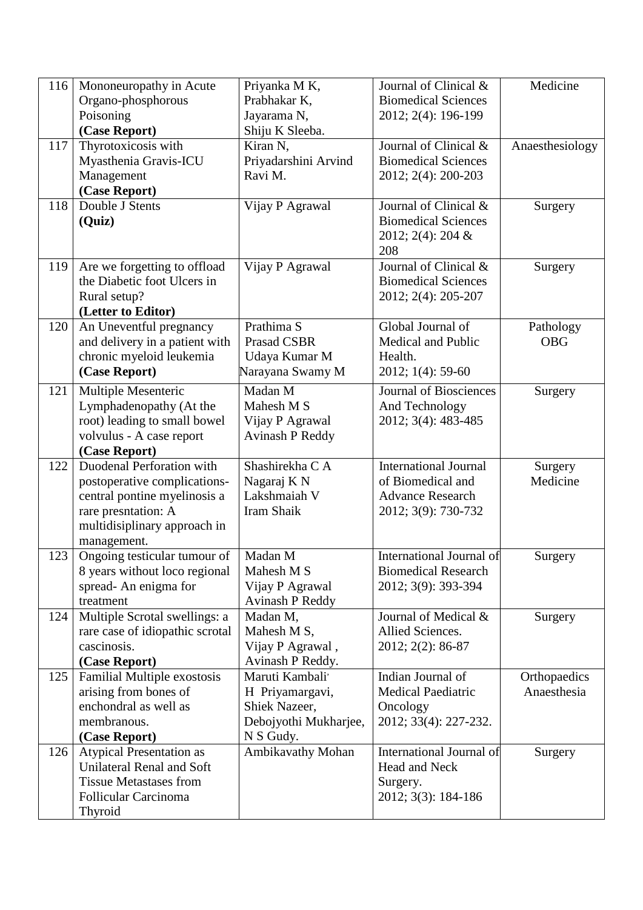| | | | | |
|---|---|---|---|---|
| 116 | Mononeuropathy in Acute Organo-phosphorous Poisoning **(Case Report)** | Priyanka M K, Prabhakar K, Jayarama N, Shiju K Sleeba. | Journal of Clinical & Biomedical Sciences 2012; 2(4): 196-199 | Medicine |
| 117 | Thyrotoxicosis with Myasthenia Gravis-ICU Management **(Case Report)** | Kiran N, Priyadarshini Arvind Ravi M. | Journal of Clinical & Biomedical Sciences 2012; 2(4): 200-203 | Anaesthesiology |
| 118 | Double J Stents **(Quiz)** | Vijay P Agrawal | Journal of Clinical & Biomedical Sciences 2012; 2(4): 204 & 208 | Surgery |
| 119 | Are we forgetting to offload the Diabetic foot Ulcers in Rural setup? **(Letter to Editor)** | Vijay P Agrawal | Journal of Clinical & Biomedical Sciences 2012; 2(4): 205-207 | Surgery |
| 120 | An Uneventful pregnancy and delivery in a patient with chronic myeloid leukemia **(Case Report)** | Prathima S Prasad CSBR Udaya Kumar M Narayana Swamy M | Global Journal of Medical and Public Health. 2012; 1(4): 59-60 | Pathology OBG |
| 121 | Multiple Mesenteric Lymphadenopathy (At the root) leading to small bowel volvulus - A case report **(Case Report)** | Madan M Mahesh M S Vijay P Agrawal Avinash P Reddy | Journal of Biosciences And Technology 2012; 3(4): 483-485 | Surgery |
| 122 | Duodenal Perforation with postoperative complications- central pontine myelinosis a rare presntation: A multidisiplinary approach in management. | Shashirekha C A Nagaraj K N Lakshmaiah V Iram Shaik | International Journal of Biomedical and Advance Research 2012; 3(9): 730-732 | Surgery Medicine |
| 123 | Ongoing testicular tumour of 8 years without loco regional spread- An enigma for treatment | Madan M Mahesh M S Vijay P Agrawal Avinash P Reddy | International Journal of Biomedical Research 2012; 3(9): 393-394 | Surgery |
| 124 | Multiple Scrotal swellings: a rare case of idiopathic scrotal cascinosis. **(Case Report)** | Madan M, Mahesh M S, Vijay P Agrawal , Avinash P Reddy. | Journal of Medical & Allied Sciences. 2012; 2(2): 86-87 | Surgery |
| 125 | Familial Multiple exostosis arising from bones of enchondral as well as membranous. **(Case Report)** | Maruti Kambali, H Priyamargavi, Shiek Nazeer, Debojyothi Mukharjee, N S Gudy. | Indian Journal of Medical Paediatric Oncology 2012; 33(4): 227-232. | Orthopaedics Anaesthesia |
| 126 | Atypical Presentation as Unilateral Renal and Soft Tissue Metastases from Follicular Carcinoma Thyroid | Ambikavathy Mohan | International Journal of Head and Neck Surgery. 2012; 3(3): 184-186 | Surgery |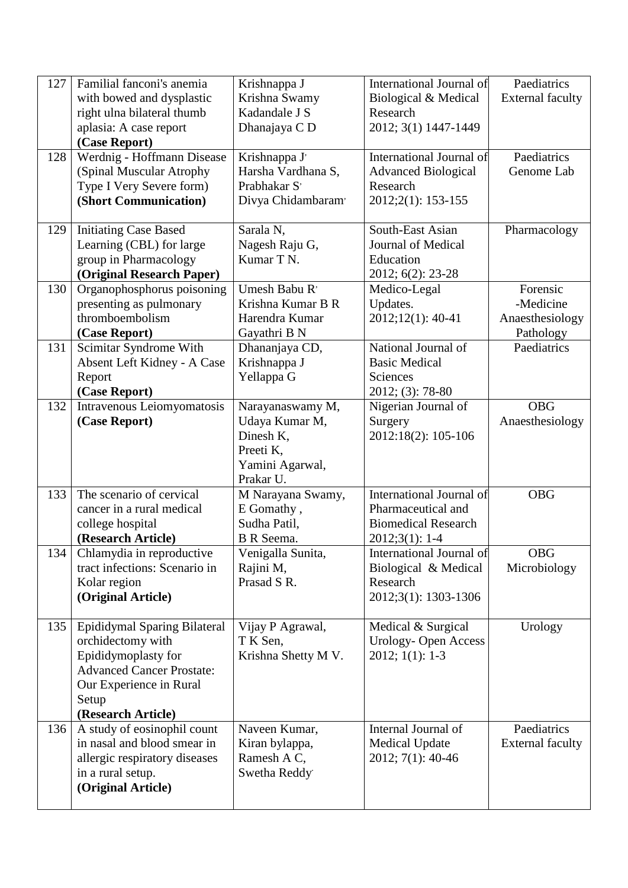| 127 | Familial fanconi's anemia with bowed and dysplastic right ulna bilateral thumb aplasia: A case report **(Case Report)** | Krishnappa J<br>Krishna Swamy<br>Kadandale J S<br>Dhanajaya C D | International Journal of Biological & Medical Research<br>2012; 3(1) 1447-1449 | Paediatrics<br>External faculty |
|---|---|---|---|---|
| 128 | Werdnig - Hoffmann Disease (Spinal Muscular Atrophy Type I Very Severe form) **(Short Communication)** | Krishnappa J,<br>Harsha Vardhana S,<br>Prabhakar S,<br>Divya Chidambaram, | International Journal of Advanced Biological Research<br>2012;2(1): 153-155 | Paediatrics<br>Genome Lab |
| 129 | Initiating Case Based Learning (CBL) for large group in Pharmacology **(Original Research Paper)** | Sarala N,<br>Nagesh Raju G,<br>Kumar T N. | South-East Asian Journal of Medical Education<br>2012; 6(2): 23-28 | Pharmacology |
| 130 | Organophosphorus poisoning presenting as pulmonary thromboembolism **(Case Report)** | Umesh Babu R,<br>Krishna Kumar B R<br>Harendra Kumar<br>Gayathri B N | Medico-Legal Updates.<br>2012;12(1): 40-41 | Forensic -Medicine<br>Anaesthesiology<br>Pathology |
| 131 | Scimitar Syndrome With Absent Left Kidney - A Case Report **(Case Report)** | Dhananjaya CD,<br>Krishnappa J<br>Yellappa G | National Journal of Basic Medical Sciences<br>2012; (3): 78-80 | Paediatrics |
| 132 | Intravenous Leiomyomatosis **(Case Report)** | Narayanaswamy M,<br>Udaya Kumar M,<br>Dinesh K,<br>Preeti K,<br>Yamini Agarwal,<br>Prakar U. | Nigerian Journal of Surgery<br>2012:18(2): 105-106 | OBG<br>Anaesthesiology |
| 133 | The scenario of cervical cancer in a rural medical college hospital **(Research Article)** | M Narayana Swamy,<br>E Gomathy ,<br>Sudha Patil,<br>B R Seema. | International Journal of Pharmaceutical and Biomedical Research<br>2012;3(1): 1-4 | OBG |
| 134 | Chlamydia in reproductive tract infections: Scenario in Kolar region **(Original Article)** | Venigalla Sunita,<br>Rajini M,<br>Prasad S R. | International Journal of Biological & Medical Research<br>2012;3(1): 1303-1306 | OBG<br>Microbiology |
| 135 | Epididymal Sparing Bilateral orchidectomy with Epididymoplasty for Advanced Cancer Prostate: Our Experience in Rural Setup **(Research Article)** | Vijay P Agrawal,<br>T K Sen,<br>Krishna Shetty M V. | Medical & Surgical Urology- Open Access<br>2012; 1(1): 1-3 | Urology |
| 136 | A study of eosinophil count in nasal and blood smear in allergic respiratory diseases in a rural setup. **(Original Article)** | Naveen Kumar,<br>Kiran bylappa,<br>Ramesh A C,<br>Swetha Reddy | Internal Journal of Medical Update<br>2012; 7(1): 40-46 | Paediatrics<br>External faculty |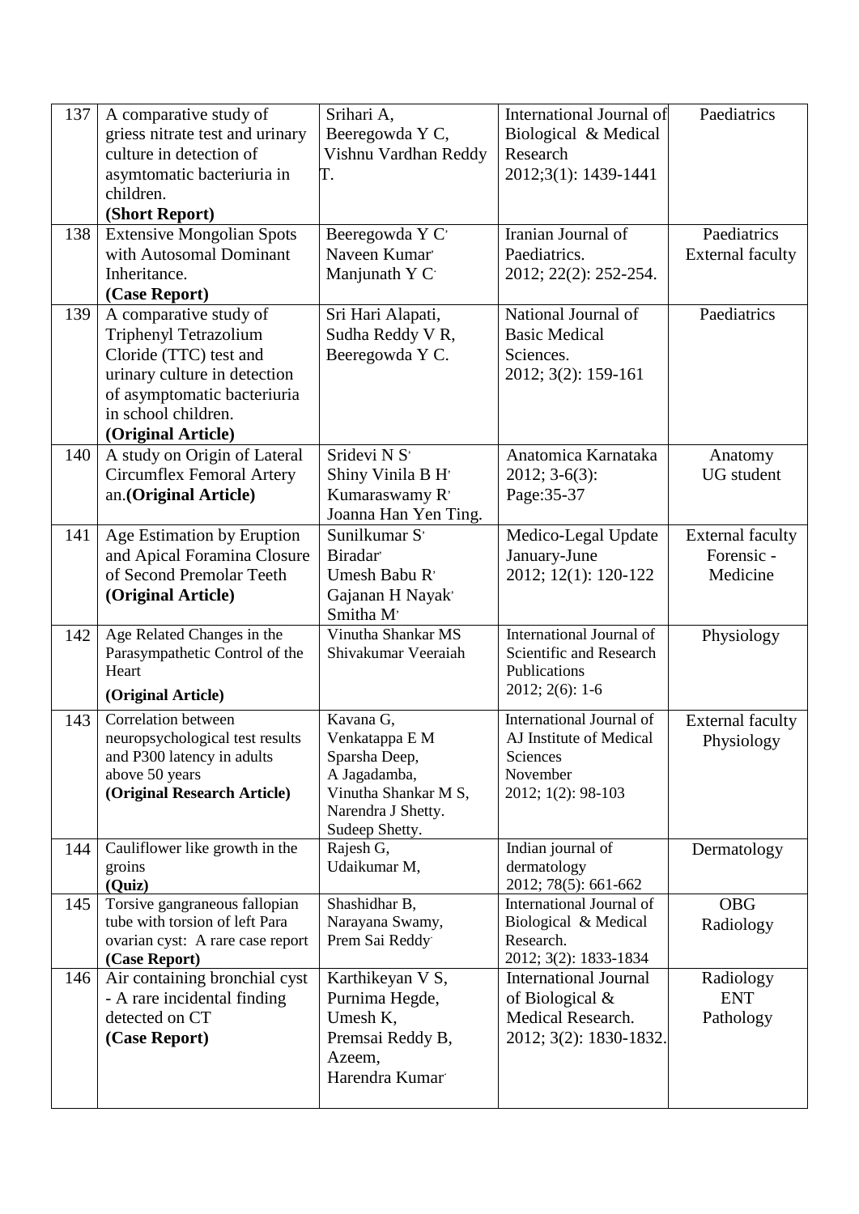| 137 | A comparative study of griess nitrate test and urinary culture in detection of asymtomatic bacteriuria in children. **(Short Report)** | Srihari A, Beeregowda Y C, Vishnu Vardhan Reddy T. | International Journal of Biological & Medical Research 2012;3(1): 1439-1441 | Paediatrics |
|---|---|---|---|---|
| 138 | Extensive Mongolian Spots with Autosomal Dominant Inheritance. **(Case Report)** | Beeregowda Y C, Naveen Kumar, Manjunath Y C | Iranian Journal of Paediatrics. 2012; 22(2): 252-254. | Paediatrics External faculty |
| 139 | A comparative study of Triphenyl Tetrazolium Cloride (TTC) test and urinary culture in detection of asymptomatic bacteriuria in school children. **(Original Article)** | Sri Hari Alapati, Sudha Reddy V R, Beeregowda Y C. | National Journal of Basic Medical Sciences. 2012; 3(2): 159-161 | Paediatrics |
| 140 | A study on Origin of Lateral Circumflex Femoral Artery an.**(Original Article)** | Sridevi N S, Shiny Vinila B H, Kumaraswamy R, Joanna Han Yen Ting. | Anatomica Karnataka 2012; 3-6(3): Page:35-37 | Anatomy UG student |
| 141 | Age Estimation by Eruption and Apical Foramina Closure of Second Premolar Teeth **(Original Article)** | Sunilkumar S, Biradar, Umesh Babu R, Gajanan H Nayak, Smitha M | Medico-Legal Update January-June 2012; 12(1): 120-122 | External faculty Forensic - Medicine |
| 142 | Age Related Changes in the Parasympathetic Control of the Heart **(Original Article)** | Vinutha Shankar MS Shivakumar Veeraiah | International Journal of Scientific and Research Publications 2012; 2(6): 1-6 | Physiology |
| 143 | Correlation between neuropsychological test results and P300 latency in adults above 50 years **(Original Research Article)** | Kavana G, Venkatappa E M Sparsha Deep, A Jagadamba, Vinutha Shankar M S, Narendra J Shetty. Sudeep Shetty. | International Journal of AJ Institute of Medical Sciences November 2012; 1(2): 98-103 | External faculty Physiology |
| 144 | Cauliflower like growth in the groins **(Quiz)** | Rajesh G, Udaikumar M, | Indian journal of dermatology 2012; 78(5): 661-662 | Dermatology |
| 145 | Torsive gangraneous fallopian tube with torsion of left Para ovarian cyst: A rare case report **(Case Report)** | Shashidhar B, Narayana Swamy, Prem Sai Reddy | International Journal of Biological & Medical Research. 2012; 3(2): 1833-1834 | OBG Radiology |
| 146 | Air containing bronchial cyst - A rare incidental finding detected on CT **(Case Report)** | Karthikeyan V S, Purnima Hegde, Umesh K, Premsai Reddy B, Azeem, Harendra Kumar | International Journal of Biological & Medical Research. 2012; 3(2): 1830-1832. | Radiology ENT Pathology |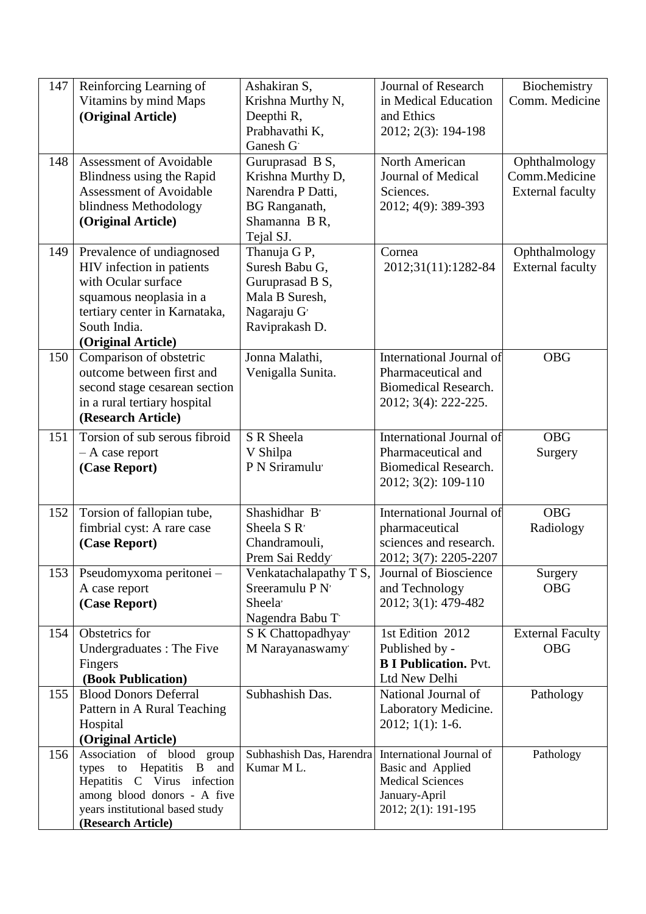| 147 | Reinforcing Learning of Vitamins by mind Maps **(Original Article)** | Ashakiran S, Krishna Murthy N, Deepthi R, Prabhavathi K, Ganesh G. | Journal of Research in Medical Education and Ethics 2012; 2(3): 194-198 | Biochemistry Comm. Medicine |
|---|---|---|---|---|
| 148 | Assessment of Avoidable Blindness using the Rapid Assessment of Avoidable blindness Methodology **(Original Article)** | Guruprasad B S, Krishna Murthy D, Narendra P Datti, BG Ranganath, Shamanna B R, Tejal SJ. | North American Journal of Medical Sciences. 2012; 4(9): 389-393 | Ophthalmology Comm.Medicine External faculty |
| 149 | Prevalence of undiagnosed HIV infection in patients with Ocular surface squamous neoplasia in a tertiary center in Karnataka, South India. **(Original Article)** | Thanuja G P, Suresh Babu G, Guruprasad B S, Mala B Suresh, Nagaraju G, Raviprakash D. | Cornea 2012;31(11):1282-84 | Ophthalmology External faculty |
| 150 | Comparison of obstetric outcome between first and second stage cesarean section in a rural tertiary hospital **(Research Article)** | Jonna Malathi, Venigalla Sunita. | International Journal of Pharmaceutical and Biomedical Research. 2012; 3(4): 222-225. | OBG |
| 151 | Torsion of sub serous fibroid – A case report **(Case Report)** | S R Sheela V Shilpa P N Sriramulu | International Journal of Pharmaceutical and Biomedical Research. 2012; 3(2): 109-110 | OBG Surgery |
| 152 | Torsion of fallopian tube, fimbrial cyst: A rare case **(Case Report)** | Shashidhar B, Sheela S R, Chandramouli, Prem Sai Reddy | International Journal of pharmaceutical sciences and research. 2012; 3(7): 2205-2207 | OBG Radiology |
| 153 | Pseudomyxoma peritonei – A case report **(Case Report)** | Venkatachalapathy T S, Sreeramulu P N, Sheela, Nagendra Babu T | Journal of Bioscience and Technology 2012; 3(1): 479-482 | Surgery OBG |
| 154 | Obstetrics for Undergraduates : The Five Fingers **(Book Publication)** | S K Chattopadhyay, M Narayanaswamy | 1st Edition 2012 Published by - **B I Publication.** Pvt. Ltd New Delhi | External Faculty OBG |
| 155 | Blood Donors Deferral Pattern in A Rural Teaching Hospital **(Original Article)** | Subhashish Das. | National Journal of Laboratory Medicine. 2012; 1(1): 1-6. | Pathology |
| 156 | Association of blood group types to Hepatitis B and Hepatitis C Virus infection among blood donors - A five years institutional based study **(Research Article)** | Subhashish Das, Harendra Kumar M L. | International Journal of Basic and Applied Medical Sciences January-April 2012; 2(1): 191-195 | Pathology |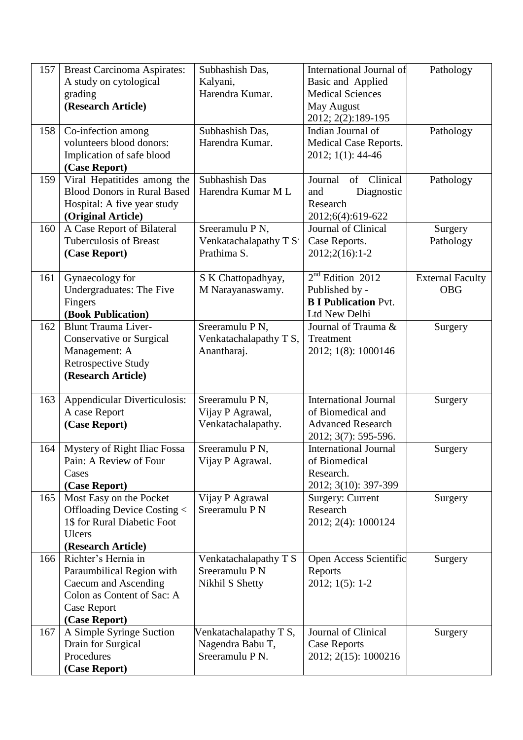| 157 | Breast Carcinoma Aspirates: A study on cytological grading **(Research Article)** | Subhashish Das, Kalyani, Harendra Kumar. | International Journal of Basic and Applied Medical Sciences May August 2012; 2(2):189-195 | Pathology |
|---|---|---|---|---|
| 158 | Co-infection among volunteers blood donors: Implication of safe blood **(Case Report)** | Subhashish Das, Harendra Kumar. | Indian Journal of Medical Case Reports. 2012; 1(1): 44-46 | Pathology |
| 159 | Viral Hepatitides among the Blood Donors in Rural Based Hospital: A five year study **(Original Article)** | Subhashish Das Harendra Kumar M L | Journal of Clinical and Diagnostic Research 2012;6(4):619-622 | Pathology |
| 160 | A Case Report of Bilateral Tuberculosis of Breast **(Case Report)** | Sreeramulu P N, Venkatachalapathy T S, Prathima S. | Journal of Clinical Case Reports. 2012;2(16):1-2 | Surgery Pathology |
| 161 | Gynaecology for Undergraduates: The Five Fingers **(Book Publication)** | S K Chattopadhyay, M Narayanaswamy. | 2nd Edition 2012 Published by - **B I Publication** Pvt. Ltd New Delhi | External Faculty OBG |
| 162 | Blunt Trauma Liver-Conservative or Surgical Management: A Retrospective Study **(Research Article)** | Sreeramulu P N, Venkatachalapathy T S, Anantharaj. | Journal of Trauma & Treatment 2012; 1(8): 1000146 | Surgery |
| 163 | Appendicular Diverticulosis: A case Report **(Case Report)** | Sreeramulu P N, Vijay P Agrawal, Venkatachalapathy. | International Journal of Biomedical and Advanced Research 2012; 3(7): 595-596. | Surgery |
| 164 | Mystery of Right Iliac Fossa Pain: A Review of Four Cases **(Case Report)** | Sreeramulu P N, Vijay P Agrawal. | International Journal of Biomedical Research. 2012; 3(10): 397-399 | Surgery |
| 165 | Most Easy on the Pocket Offloading Device Costing < 1$ for Rural Diabetic Foot Ulcers **(Research Article)** | Vijay P Agrawal Sreeramulu P N | Surgery: Current Research 2012; 2(4): 1000124 | Surgery |
| 166 | Richter's Hernia in Paraumbilical Region with Caecum and Ascending Colon as Content of Sac: A Case Report **(Case Report)** | Venkatachalapathy T S Sreeramulu P N Nikhil S Shetty | Open Access Scientific Reports 2012; 1(5): 1-2 | Surgery |
| 167 | A Simple Syringe Suction Drain for Surgical Procedures **(Case Report)** | Venkatachalapathy T S, Nagendra Babu T, Sreeramulu P N. | Journal of Clinical Case Reports 2012; 2(15): 1000216 | Surgery |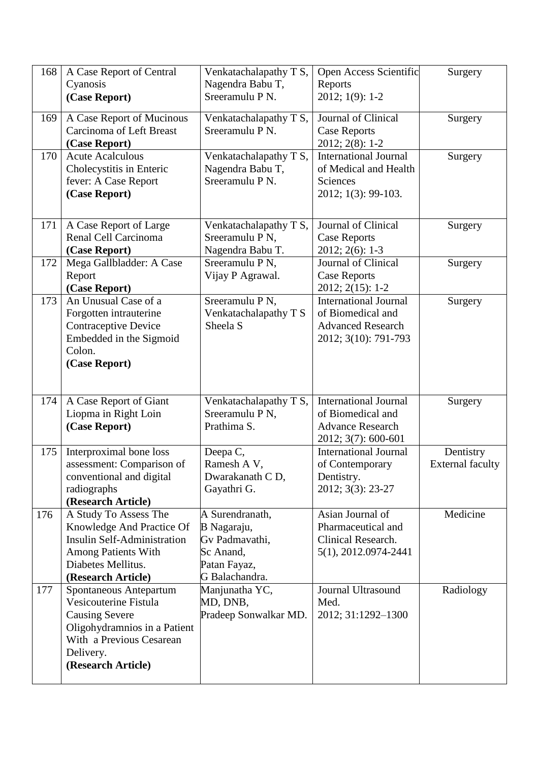| 168 | A Case Report of Central Cyanosis **(Case Report)** | Venkatachalapathy T S, Nagendra Babu T, Sreeramulu P N. | Open Access Scientific Reports 2012; 1(9): 1-2 | Surgery |
|---|---|---|---|---|
| 169 | A Case Report of Mucinous Carcinoma of Left Breast **(Case Report)** | Venkatachalapathy T S, Sreeramulu P N. | Journal of Clinical Case Reports 2012; 2(8): 1-2 | Surgery |
| 170 | Acute Acalculous Cholecystitis in Enteric fever: A Case Report **(Case Report)** | Venkatachalapathy T S, Nagendra Babu T, Sreeramulu P N. | International Journal of Medical and Health Sciences 2012; 1(3): 99-103. | Surgery |
| 171 | A Case Report of Large Renal Cell Carcinoma **(Case Report)** | Venkatachalapathy T S, Sreeramulu P N, Nagendra Babu T. | Journal of Clinical Case Reports 2012; 2(6): 1-3 | Surgery |
| 172 | Mega Gallbladder: A Case Report **(Case Report)** | Sreeramulu P N, Vijay P Agrawal. | Journal of Clinical Case Reports 2012; 2(15): 1-2 | Surgery |
| 173 | An Unusual Case of a Forgotten intrauterine Contraceptive Device Embedded in the Sigmoid Colon. **(Case Report)** | Sreeramulu P N, Venkatachalapathy T S Sheela S | International Journal of Biomedical and Advanced Research 2012; 3(10): 791-793 | Surgery |
| 174 | A Case Report of Giant Liopma in Right Loin **(Case Report)** | Venkatachalapathy T S, Sreeramulu P N, Prathima S. | International Journal of Biomedical and Advance Research 2012; 3(7): 600-601 | Surgery |
| 175 | Interproximal bone loss assessment: Comparison of conventional and digital radiographs **(Research Article)** | Deepa C, Ramesh A V, Dwarakanath C D, Gayathri G. | International Journal of Contemporary Dentistry. 2012; 3(3): 23-27 | Dentistry External faculty |
| 176 | A Study To Assess The Knowledge And Practice Of Insulin Self-Administration Among Patients With Diabetes Mellitus. **(Research Article)** | A Surendranath, B Nagaraju, Gv Padmavathi, Sc Anand, Patan Fayaz, G Balachandra. | Asian Journal of Pharmaceutical and Clinical Research. 5(1), 2012.0974-2441 | Medicine |
| 177 | Spontaneous Antepartum Vesicouterine Fistula Causing Severe Oligohydramnios in a Patient With a Previous Cesarean Delivery. **(Research Article)** | Manjunatha YC, MD, DNB, Pradeep Sonwalkar MD. | Journal Ultrasound Med. 2012; 31:1292–1300 | Radiology |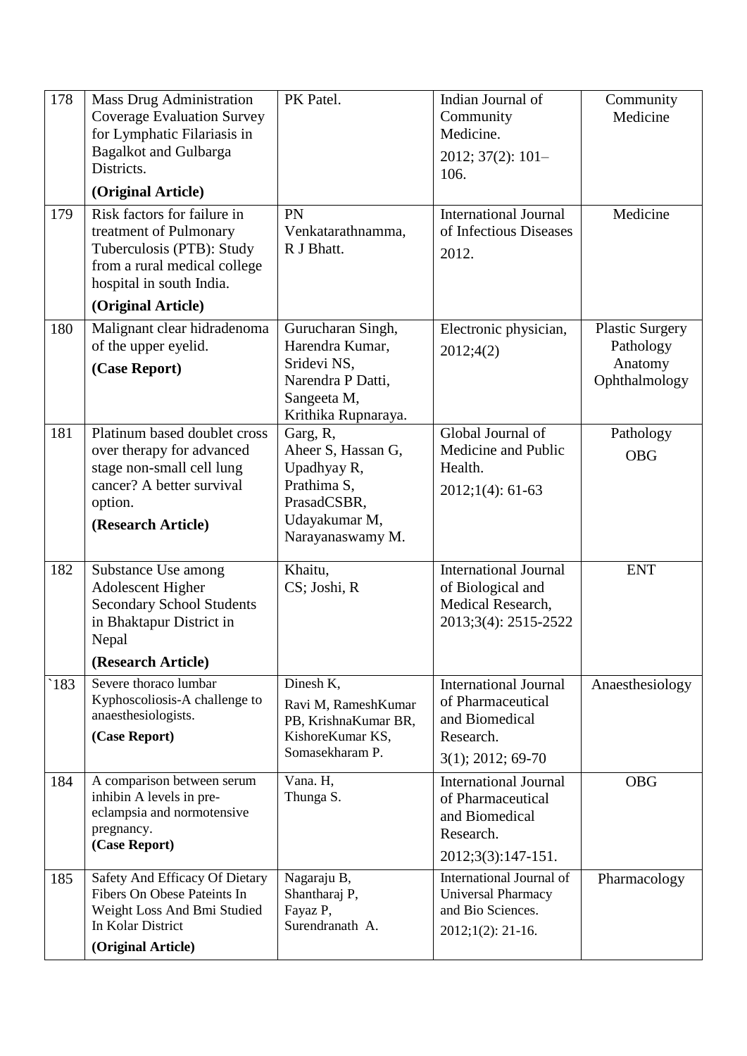| 178 | Mass Drug Administration Coverage Evaluation Survey for Lymphatic Filariasis in Bagalkot and Gulbarga Districts. **(Original Article)** | PK Patel. | Indian Journal of Community Medicine. 2012; 37(2): 101–106. | Community Medicine |
|---|---|---|---|---|
| 179 | Risk factors for failure in treatment of Pulmonary Tuberculosis (PTB): Study from a rural medical college hospital in south India. **(Original Article)** | PN Venkatarathnamma, R J Bhatt. | International Journal of Infectious Diseases 2012. | Medicine |
| 180 | Malignant clear hidradenoma of the upper eyelid. **(Case Report)** | Gurucharan Singh, Harendra Kumar, Sridevi NS, Narendra P Datti, Sangeeta M, Krithika Rupnaraya. | Electronic physician, 2012;4(2) | Plastic Surgery Pathology Anatomy Ophthalmology |
| 181 | Platinum based doublet cross over therapy for advanced stage non-small cell lung cancer? A better survival option. **(Research Article)** | Garg, R, Aheer S, Hassan G, Upadhyay R, Prathima S, PrasadCSBR, Udayakumar M, Narayanaswamy M. | Global Journal of Medicine and Public Health. 2012;1(4): 61-63 | Pathology OBG |
| 182 | Substance Use among Adolescent Higher Secondary School Students in Bhaktapur District in Nepal **(Research Article)** | Khaitu, CS; Joshi, R | International Journal of Biological and Medical Research, 2013;3(4): 2515-2522 | ENT |
| `183 | Severe thoraco lumbar Kyphoscoliosis-A challenge to anaesthesiologists. **(Case Report)** | Dinesh K, Ravi M, RameshKumar PB, KrishnaKumar BR, KishoreKumar KS, Somasekharam P. | International Journal of Pharmaceutical and Biomedical Research. 3(1); 2012; 69-70 | Anaesthesiology |
| 184 | A comparison between serum inhibin A levels in pre-eclampsia and normotensive pregnancy. **(Case Report)** | Vana. H, Thunga S. | International Journal of Pharmaceutical and Biomedical Research. 2012;3(3):147-151. | OBG |
| 185 | Safety And Efficacy Of Dietary Fibers On Obese Pateints In Weight Loss And Bmi Studied In Kolar District **(Original Article)** | Nagaraju B, Shantharaj P, Fayaz P, Surendranath A. | International Journal of Universal Pharmacy and Bio Sciences. 2012;1(2): 21-16. | Pharmacology |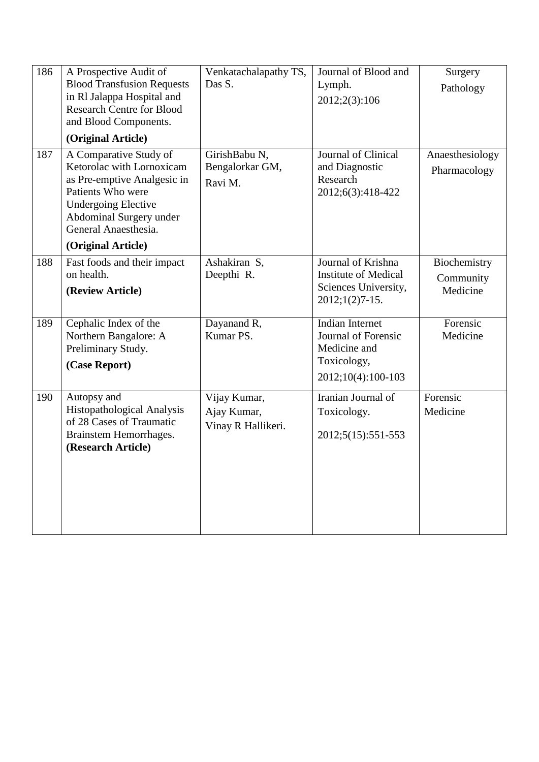| | | | | |
|---|---|---|---|---|
| 186 | A Prospective Audit of Blood Transfusion Requests in Rl Jalappa Hospital and Research Centre for Blood and Blood Components. **(Original Article)** | Venkatachalapathy TS, Das S. | Journal of Blood and Lymph. 2012;2(3):106 | Surgery Pathology |
| 187 | A Comparative Study of Ketorolac with Lornoxicam as Pre-emptive Analgesic in Patients Who were Undergoing Elective Abdominal Surgery under General Anaesthesia. **(Original Article)** | GirishBabu N, Bengalorkar GM, Ravi M. | Journal of Clinical and Diagnostic Research 2012;6(3):418-422 | Anaesthesiology Pharmacology |
| 188 | Fast foods and their impact on health. **(Review Article)** | Ashakiran S, Deepthi R. | Journal of Krishna Institute of Medical Sciences University, 2012;1(2)7-15. | Biochemistry Community Medicine |
| 189 | Cephalic Index of the Northern Bangalore: A Preliminary Study. **(Case Report)** | Dayanand R, Kumar PS. | Indian Internet Journal of Forensic Medicine and Toxicology, 2012;10(4):100-103 | Forensic Medicine |
| 190 | Autopsy and Histopathological Analysis of 28 Cases of Traumatic Brainstem Hemorrhages. **(Research Article)** | Vijay Kumar, Ajay Kumar, Vinay R Hallikeri. | Iranian Journal of Toxicology. 2012;5(15):551-553 | Forensic Medicine |